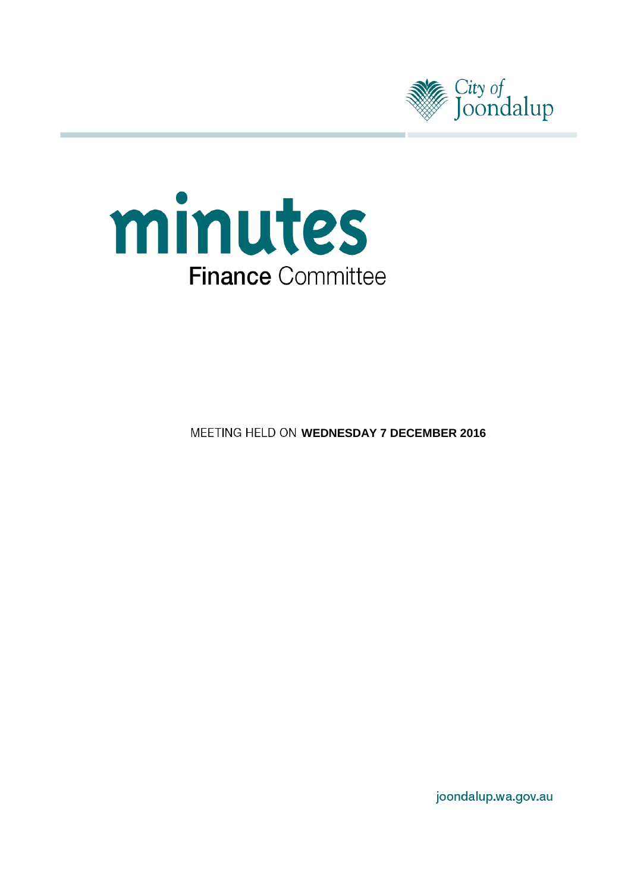City of Joondalup

# minutes

## Finance Committee

MEETING HELD ON **WEDNESDAY 7 DECEMBER 2016**

joondalup.wa.gov.au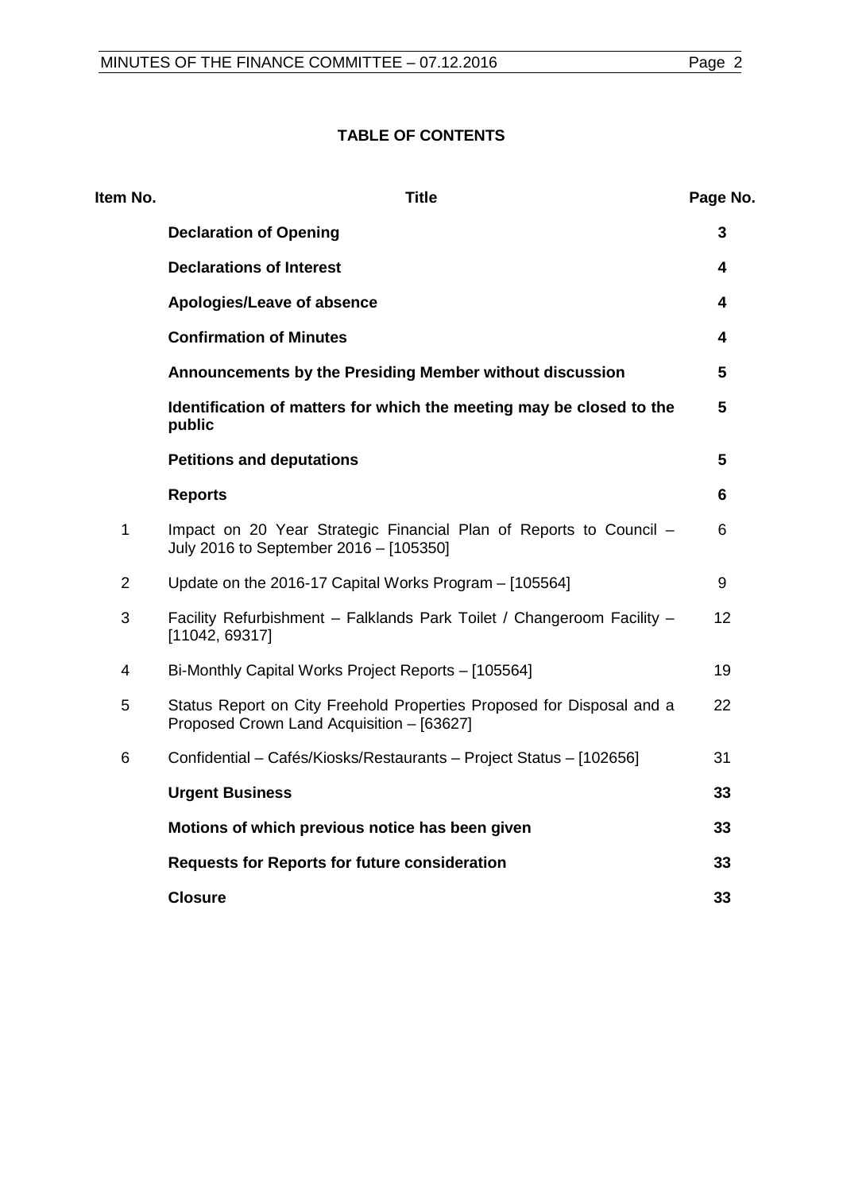**TABLE OF CONTENTS**

| Item No. | Title | Page No. |
|---|---|---|
| | **Declaration of Opening** | **3** |
| | **Declarations of Interest** | **4** |
| | **Apologies/Leave of absence** | **4** |
| | **Confirmation of Minutes** | **4** |
| | **Announcements by the Presiding Member without discussion** | **5** |
| | **Identification of matters for which the meeting may be closed to the public** | **5** |
| | **Petitions and deputations** | **5** |
| | **Reports** | **6** |
| 1 | Impact on 20 Year Strategic Financial Plan of Reports to Council – July 2016 to September 2016 – [105350] | 6 |
| 2 | Update on the 2016-17 Capital Works Program – [105564] | 9 |
| 3 | Facility Refurbishment – Falklands Park Toilet / Changeroom Facility – [11042, 69317] | 12 |
| 4 | Bi-Monthly Capital Works Project Reports – [105564] | 19 |
| 5 | Status Report on City Freehold Properties Proposed for Disposal and a Proposed Crown Land Acquisition – [63627] | 22 |
| 6 | Confidential – Cafés/Kiosks/Restaurants – Project Status – [102656] | 31 |
| | **Urgent Business** | **33** |
| | **Motions of which previous notice has been given** | **33** |
| | **Requests for Reports for future consideration** | **33** |
| | **Closure** | **33** |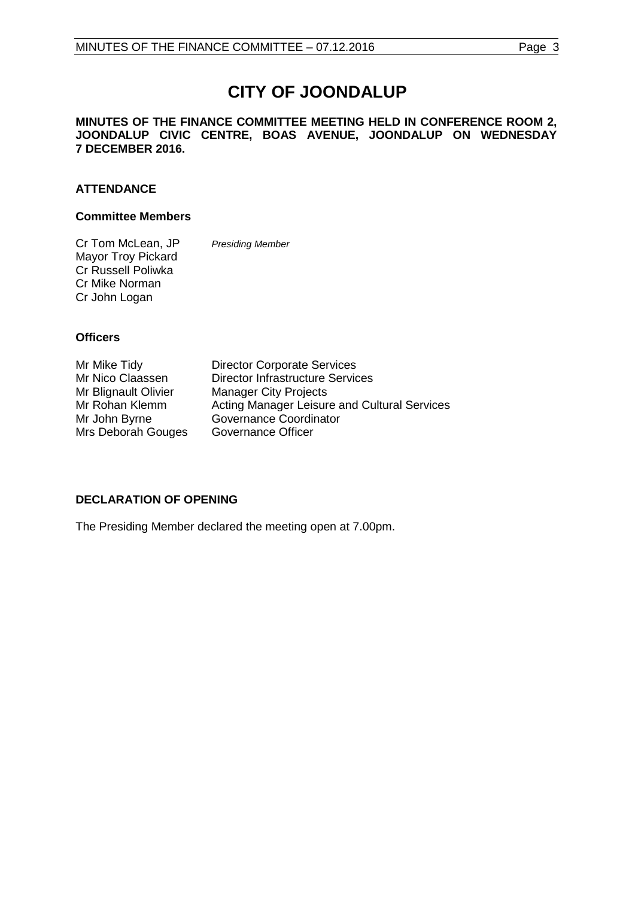# CITY OF JOONDALUP

**MINUTES OF THE FINANCE COMMITTEE MEETING HELD IN CONFERENCE ROOM 2, JOONDALUP CIVIC CENTRE, BOAS AVENUE, JOONDALUP ON WEDNESDAY 7 DECEMBER 2016.**

## ATTENDANCE

### Committee Members

Cr Tom McLean, JP *Presiding Member*
Mayor Troy Pickard
Cr Russell Poliwka
Cr Mike Norman
Cr John Logan

### Officers

| | |
|---|---|
| Mr Mike Tidy | Director Corporate Services |
| Mr Nico Claassen | Director Infrastructure Services |
| Mr Blignault Olivier | Manager City Projects |
| Mr Rohan Klemm | Acting Manager Leisure and Cultural Services |
| Mr John Byrne | Governance Coordinator |
| Mrs Deborah Gouges | Governance Officer |

## DECLARATION OF OPENING

The Presiding Member declared the meeting open at 7.00pm.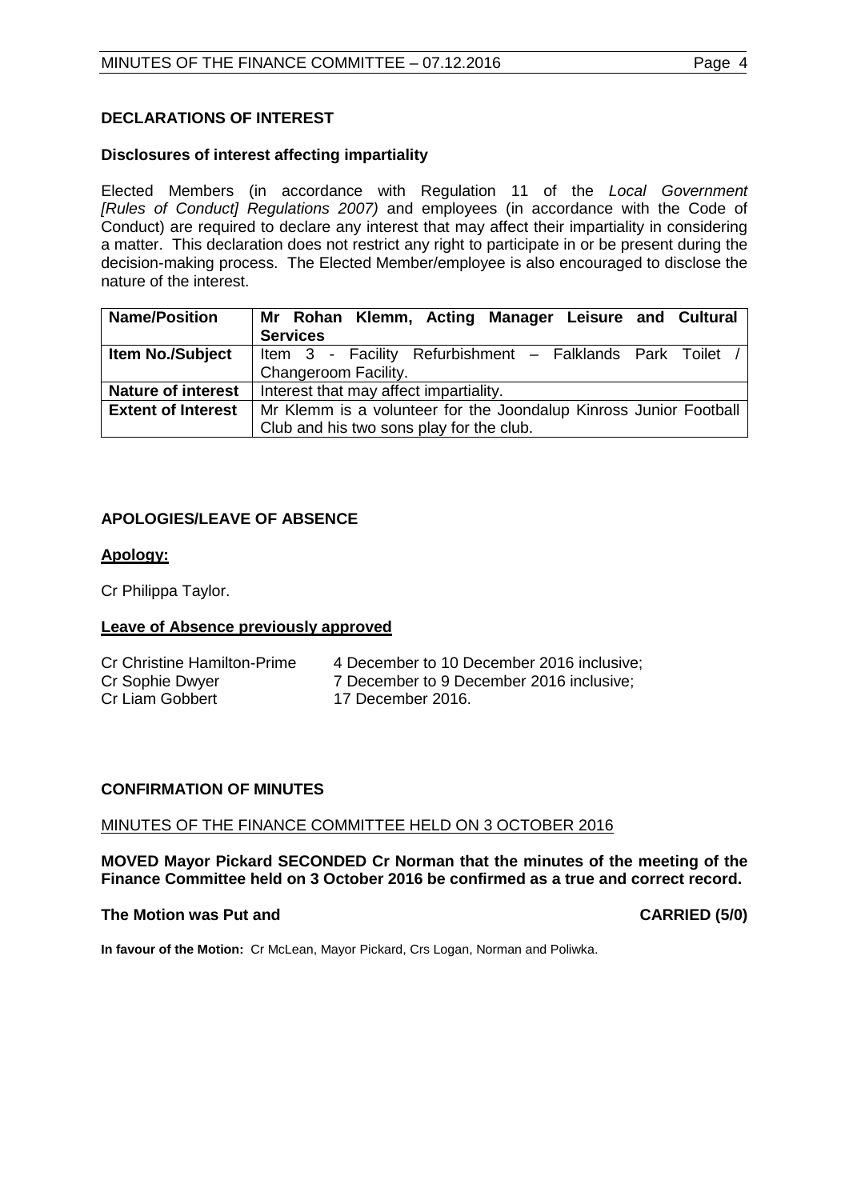## DECLARATIONS OF INTEREST

### Disclosures of interest affecting impartiality

Elected Members (in accordance with Regulation 11 of the *Local Government [Rules of Conduct] Regulations 2007)* and employees (in accordance with the Code of Conduct) are required to declare any interest that may affect their impartiality in considering a matter. This declaration does not restrict any right to participate in or be present during the decision-making process. The Elected Member/employee is also encouraged to disclose the nature of the interest.

| **Name/Position** | **Mr Rohan Klemm, Acting Manager Leisure and Cultural Services** |
|---|---|
| **Item No./Subject** | Item 3 - Facility Refurbishment – Falklands Park Toilet / Changeroom Facility. |
| **Nature of interest** | Interest that may affect impartiality. |
| **Extent of Interest** | Mr Klemm is a volunteer for the Joondalup Kinross Junior Football Club and his two sons play for the club. |

## APOLOGIES/LEAVE OF ABSENCE

**Apology:**

Cr Philippa Taylor.

**Leave of Absence previously approved**

| | |
|---|---|
| Cr Christine Hamilton-Prime | 4 December to 10 December 2016 inclusive; |
| Cr Sophie Dwyer | 7 December to 9 December 2016 inclusive; |
| Cr Liam Gobbert | 17 December 2016. |

## CONFIRMATION OF MINUTES

MINUTES OF THE FINANCE COMMITTEE HELD ON 3 OCTOBER 2016

**MOVED Mayor Pickard SECONDED Cr Norman that the minutes of the meeting of the Finance Committee held on 3 October 2016 be confirmed as a true and correct record.**

**The Motion was Put and CARRIED (5/0)**

**In favour of the Motion:** Cr McLean, Mayor Pickard, Crs Logan, Norman and Poliwka.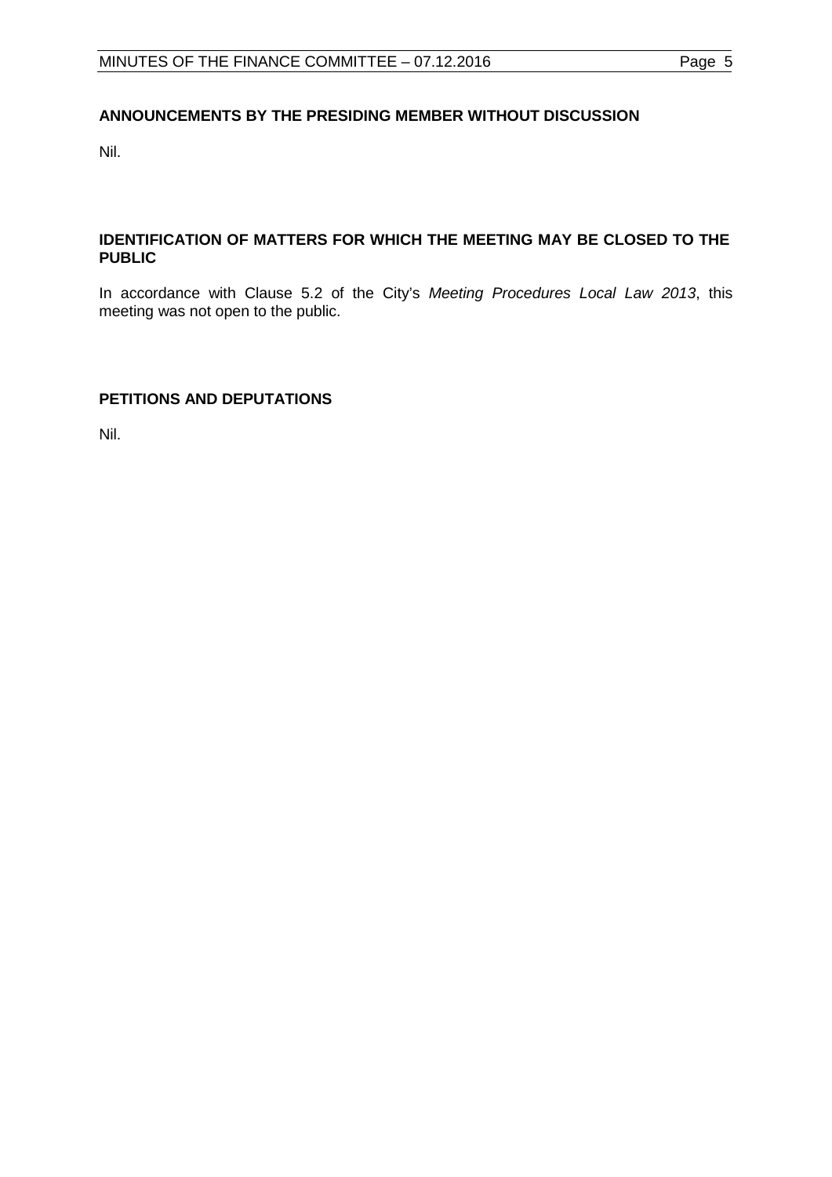## ANNOUNCEMENTS BY THE PRESIDING MEMBER WITHOUT DISCUSSION

Nil.

## IDENTIFICATION OF MATTERS FOR WHICH THE MEETING MAY BE CLOSED TO THE PUBLIC

In accordance with Clause 5.2 of the City's *Meeting Procedures Local Law 2013*, this meeting was not open to the public.

## PETITIONS AND DEPUTATIONS

Nil.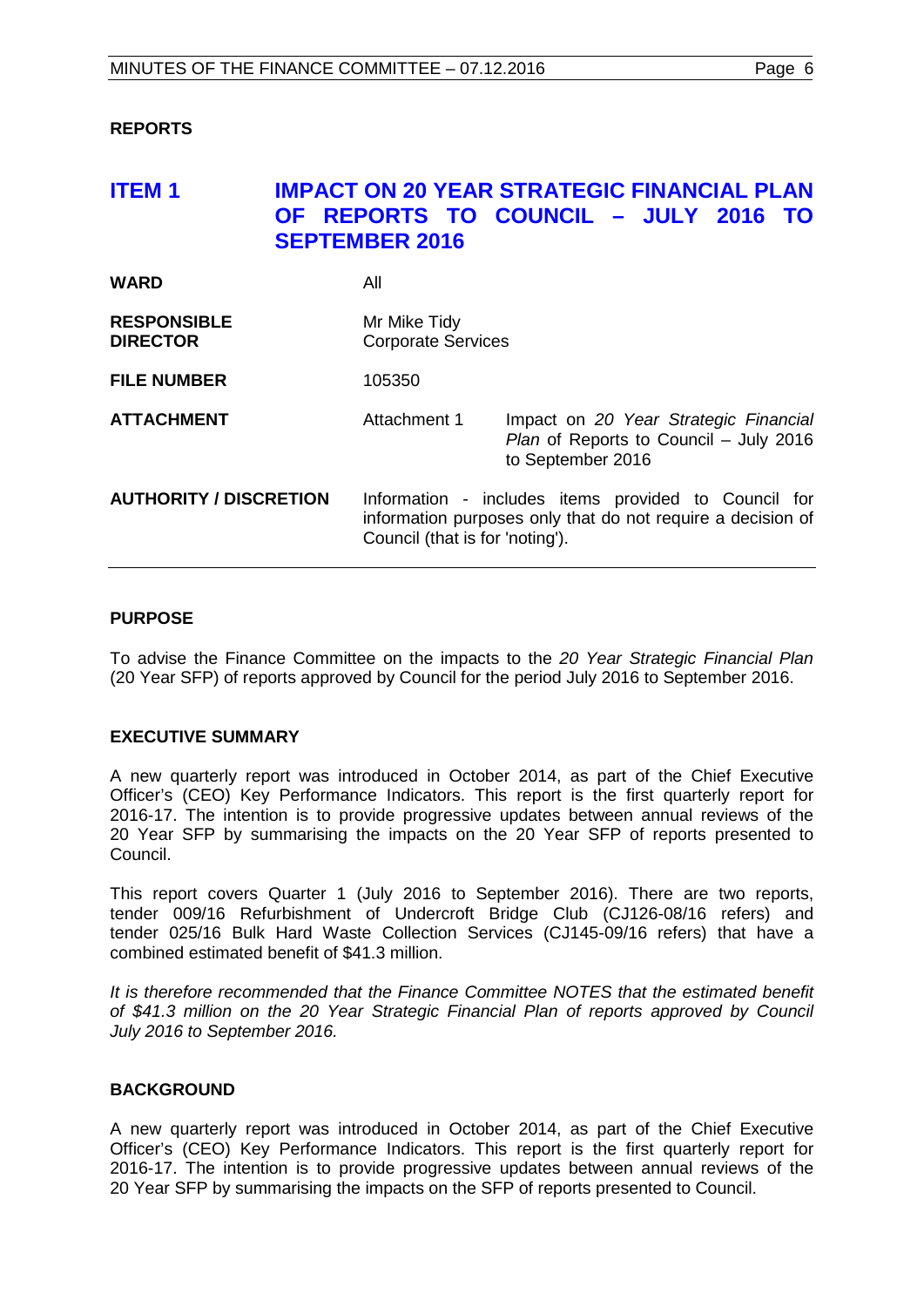## REPORTS

## ITEM 1 IMPACT ON 20 YEAR STRATEGIC FINANCIAL PLAN OF REPORTS TO COUNCIL – JULY 2016 TO SEPTEMBER 2016

| | | |
|---|---|---|
| **WARD** | All | |
| **RESPONSIBLE DIRECTOR** | Mr Mike Tidy<br>Corporate Services | |
| **FILE NUMBER** | 105350 | |
| **ATTACHMENT** | Attachment 1 | Impact on *20 Year Strategic Financial Plan* of Reports to Council – July 2016 to September 2016 |
| **AUTHORITY / DISCRETION** | Information - includes items provided to Council for information purposes only that do not require a decision of Council (that is for 'noting'). | |

### PURPOSE

To advise the Finance Committee on the impacts to the *20 Year Strategic Financial Plan* (20 Year SFP) of reports approved by Council for the period July 2016 to September 2016.

### EXECUTIVE SUMMARY

A new quarterly report was introduced in October 2014, as part of the Chief Executive Officer's (CEO) Key Performance Indicators. This report is the first quarterly report for 2016-17. The intention is to provide progressive updates between annual reviews of the 20 Year SFP by summarising the impacts on the 20 Year SFP of reports presented to Council.

This report covers Quarter 1 (July 2016 to September 2016). There are two reports, tender 009/16 Refurbishment of Undercroft Bridge Club (CJ126-08/16 refers) and tender 025/16 Bulk Hard Waste Collection Services (CJ145-09/16 refers) that have a combined estimated benefit of $41.3 million.

*It is therefore recommended that the Finance Committee NOTES that the estimated benefit of $41.3 million on the 20 Year Strategic Financial Plan of reports approved by Council July 2016 to September 2016.*

### BACKGROUND

A new quarterly report was introduced in October 2014, as part of the Chief Executive Officer's (CEO) Key Performance Indicators. This report is the first quarterly report for 2016-17. The intention is to provide progressive updates between annual reviews of the 20 Year SFP by summarising the impacts on the SFP of reports presented to Council.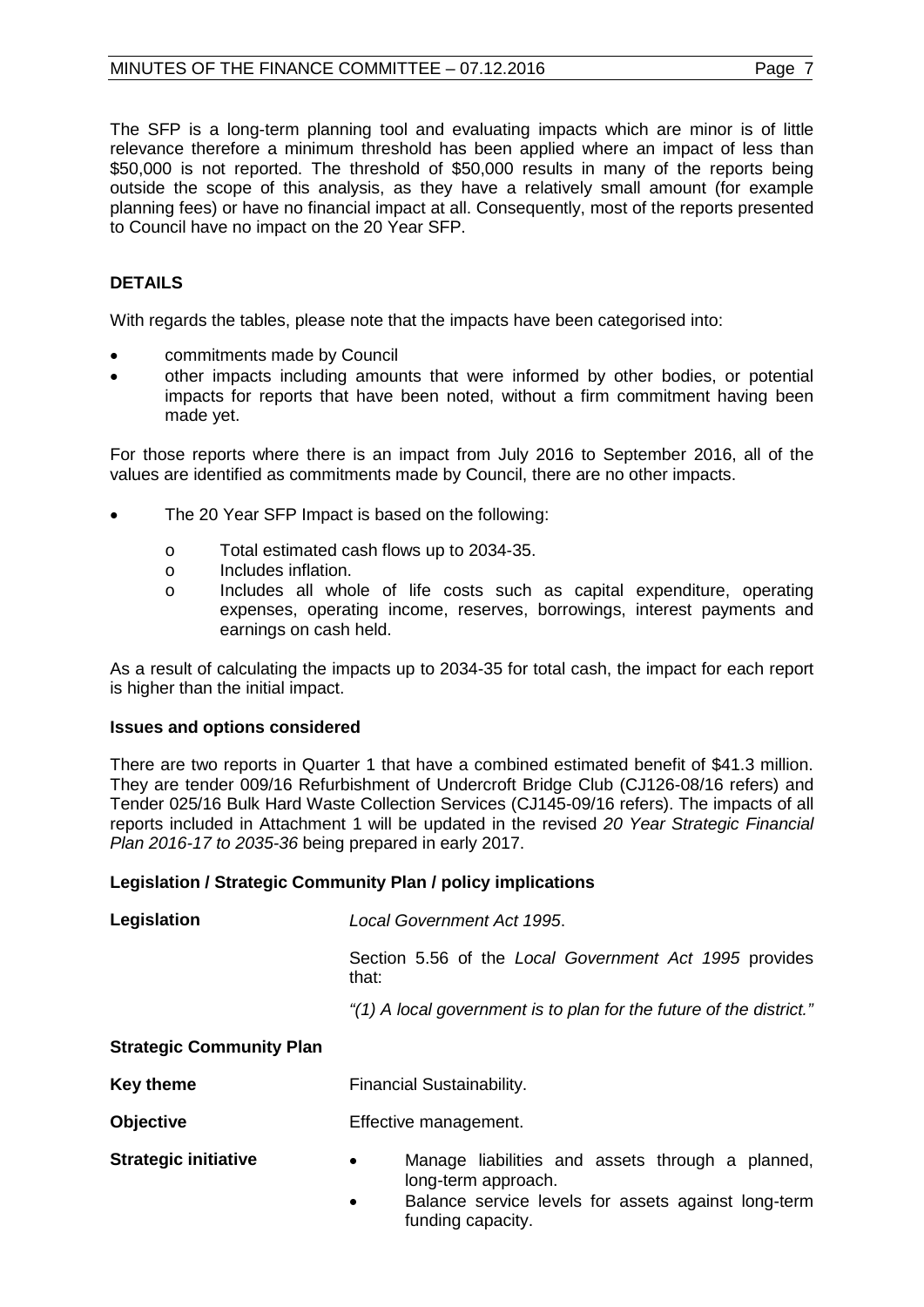The SFP is a long-term planning tool and evaluating impacts which are minor is of little relevance therefore a minimum threshold has been applied where an impact of less than $50,000 is not reported. The threshold of $50,000 results in many of the reports being outside the scope of this analysis, as they have a relatively small amount (for example planning fees) or have no financial impact at all. Consequently, most of the reports presented to Council have no impact on the 20 Year SFP.

## DETAILS

With regards the tables, please note that the impacts have been categorised into:

- commitments made by Council
- other impacts including amounts that were informed by other bodies, or potential impacts for reports that have been noted, without a firm commitment having been made yet.

For those reports where there is an impact from July 2016 to September 2016, all of the values are identified as commitments made by Council, there are no other impacts.

- The 20 Year SFP Impact is based on the following:
  - Total estimated cash flows up to 2034-35.
  - Includes inflation.
  - Includes all whole of life costs such as capital expenditure, operating expenses, operating income, reserves, borrowings, interest payments and earnings on cash held.

As a result of calculating the impacts up to 2034-35 for total cash, the impact for each report is higher than the initial impact.

### Issues and options considered

There are two reports in Quarter 1 that have a combined estimated benefit of $41.3 million. They are tender 009/16 Refurbishment of Undercroft Bridge Club (CJ126-08/16 refers) and Tender 025/16 Bulk Hard Waste Collection Services (CJ145-09/16 refers). The impacts of all reports included in Attachment 1 will be updated in the revised *20 Year Strategic Financial Plan 2016-17 to 2035-36* being prepared in early 2017.

### Legislation / Strategic Community Plan / policy implications

**Legislation** *Local Government Act 1995*.

Section 5.56 of the *Local Government Act 1995* provides that:

*"(1) A local government is to plan for the future of the district."*

**Strategic Community Plan**

**Key theme** Financial Sustainability.

**Objective** Effective management.

**Strategic initiative**

- Manage liabilities and assets through a planned, long-term approach.
- Balance service levels for assets against long-term funding capacity.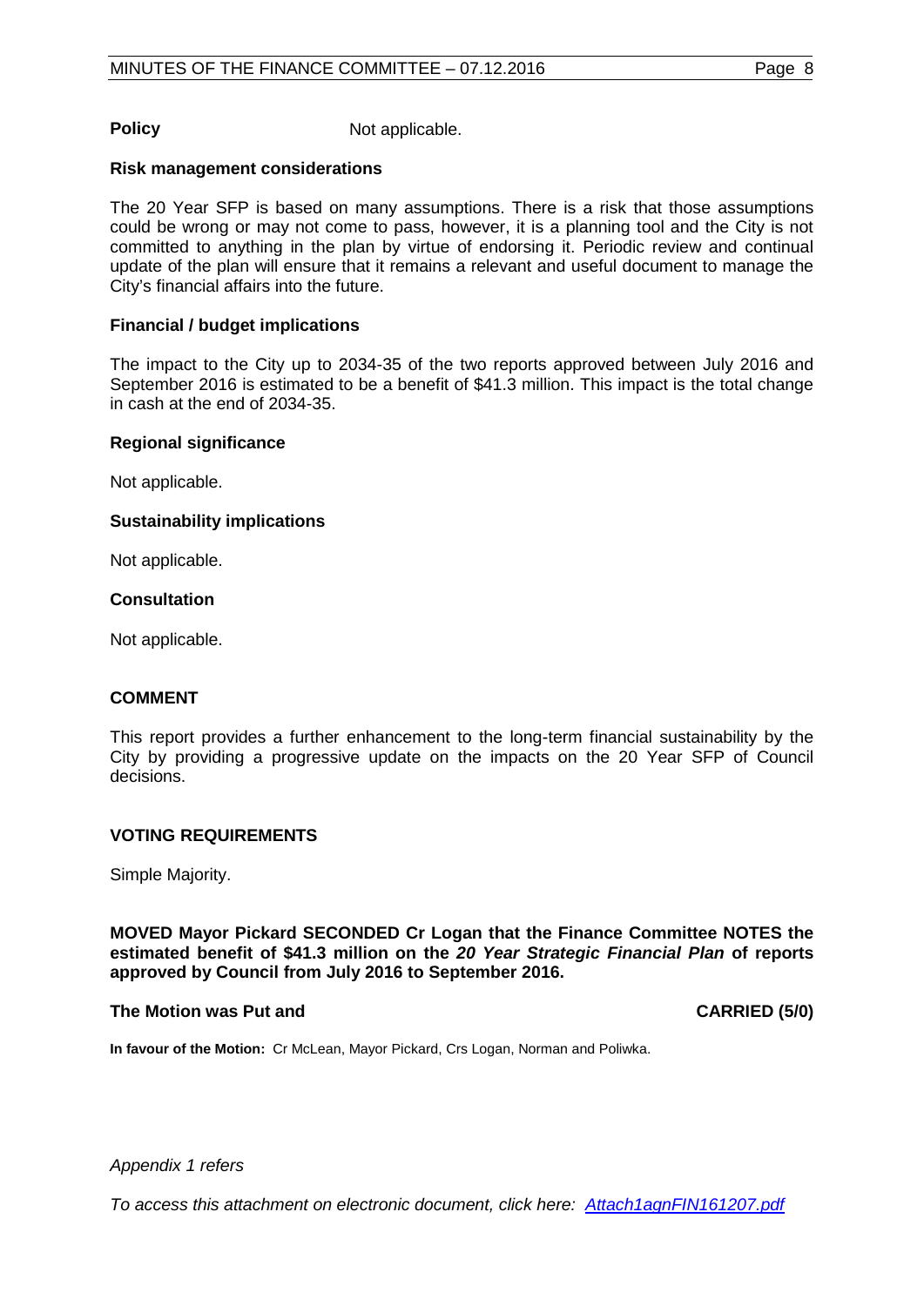**Policy** Not applicable.

**Risk management considerations**

The 20 Year SFP is based on many assumptions. There is a risk that those assumptions could be wrong or may not come to pass, however, it is a planning tool and the City is not committed to anything in the plan by virtue of endorsing it. Periodic review and continual update of the plan will ensure that it remains a relevant and useful document to manage the City's financial affairs into the future.

**Financial / budget implications**

The impact to the City up to 2034-35 of the two reports approved between July 2016 and September 2016 is estimated to be a benefit of $41.3 million. This impact is the total change in cash at the end of 2034-35.

**Regional significance**

Not applicable.

**Sustainability implications**

Not applicable.

**Consultation**

Not applicable.

## COMMENT

This report provides a further enhancement to the long-term financial sustainability by the City by providing a progressive update on the impacts on the 20 Year SFP of Council decisions.

## VOTING REQUIREMENTS

Simple Majority.

**MOVED Mayor Pickard SECONDED Cr Logan that the Finance Committee NOTES the estimated benefit of $41.3 million on the *20 Year Strategic Financial Plan* of reports approved by Council from July 2016 to September 2016.**

**The Motion was Put and CARRIED (5/0)**

**In favour of the Motion:** Cr McLean, Mayor Pickard, Crs Logan, Norman and Poliwka.

*Appendix 1 refers*

*To access this attachment on electronic document, click here: Attach1agnFIN161207.pdf*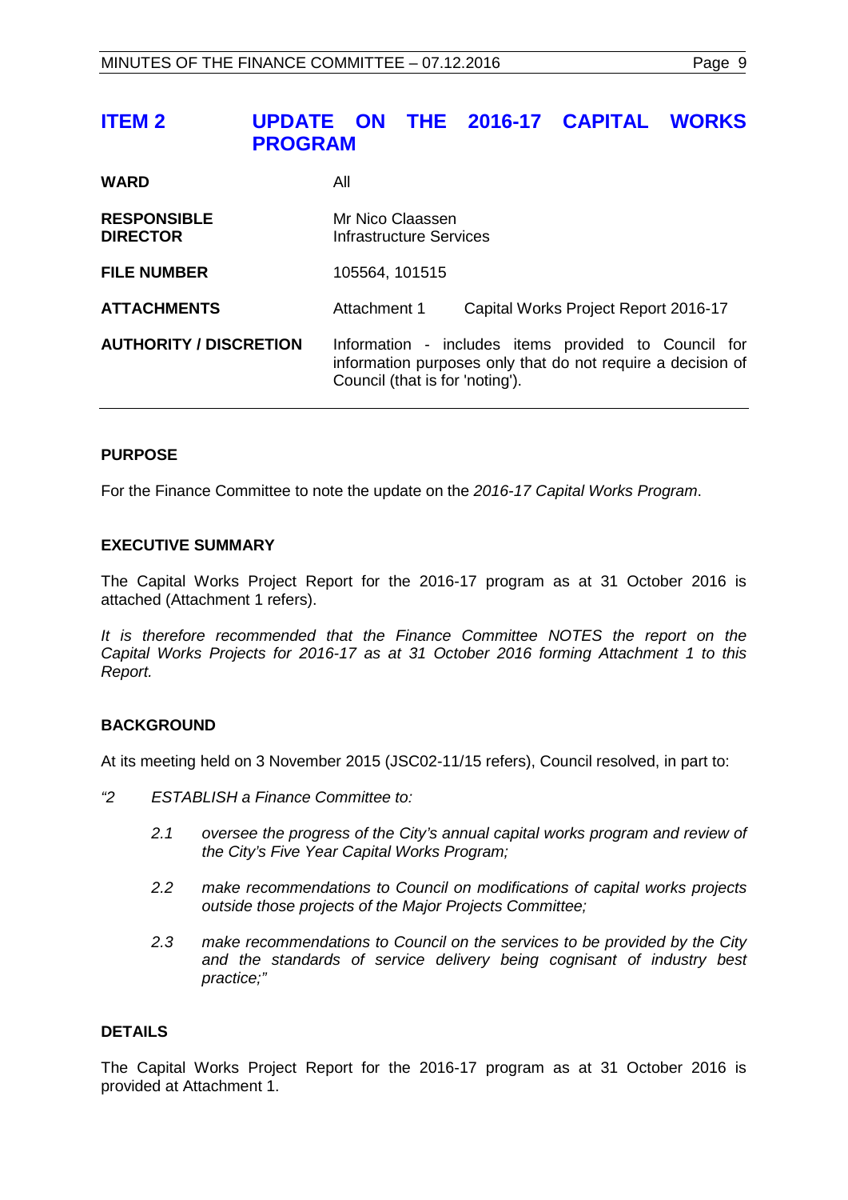# ITEM 2 UPDATE ON THE 2016-17 CAPITAL WORKS PROGRAM

| | | |
|---|---|---|
| **WARD** | All | |
| **RESPONSIBLE DIRECTOR** | Mr Nico Claassen<br>Infrastructure Services | |
| **FILE NUMBER** | 105564, 101515 | |
| **ATTACHMENTS** | Attachment 1 | Capital Works Project Report 2016-17 |
| **AUTHORITY / DISCRETION** | Information - includes items provided to Council for information purposes only that do not require a decision of Council (that is for 'noting'). | |

## PURPOSE

For the Finance Committee to note the update on the *2016-17 Capital Works Program*.

## EXECUTIVE SUMMARY

The Capital Works Project Report for the 2016-17 program as at 31 October 2016 is attached (Attachment 1 refers).

*It is therefore recommended that the Finance Committee NOTES the report on the Capital Works Projects for 2016-17 as at 31 October 2016 forming Attachment 1 to this Report.*

## BACKGROUND

At its meeting held on 3 November 2015 (JSC02-11/15 refers), Council resolved, in part to:

*"2 ESTABLISH a Finance Committee to:*

*2.1 oversee the progress of the City's annual capital works program and review of the City's Five Year Capital Works Program;*

*2.2 make recommendations to Council on modifications of capital works projects outside those projects of the Major Projects Committee;*

*2.3 make recommendations to Council on the services to be provided by the City and the standards of service delivery being cognisant of industry best practice;"*

## DETAILS

The Capital Works Project Report for the 2016-17 program as at 31 October 2016 is provided at Attachment 1.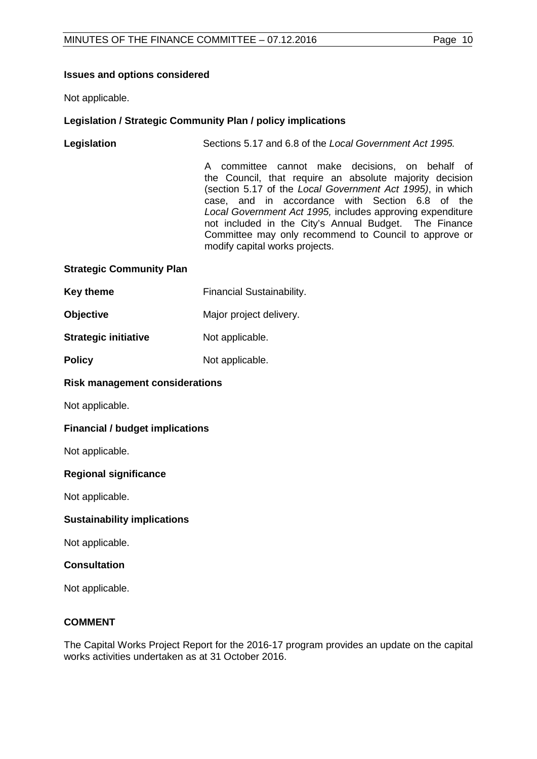### Issues and options considered

Not applicable.

### Legislation / Strategic Community Plan / policy implications

**Legislation** Sections 5.17 and 6.8 of the *Local Government Act 1995.*

A committee cannot make decisions, on behalf of the Council, that require an absolute majority decision (section 5.17 of the *Local Government Act 1995)*, in which case, and in accordance with Section 6.8 of the *Local Government Act 1995,* includes approving expenditure not included in the City's Annual Budget. The Finance Committee may only recommend to Council to approve or modify capital works projects.

### Strategic Community Plan

**Key theme** Financial Sustainability.

**Objective** Major project delivery.

**Strategic initiative** Not applicable.

**Policy** Not applicable.

### Risk management considerations

Not applicable.

### Financial / budget implications

Not applicable.

### Regional significance

Not applicable.

### Sustainability implications

Not applicable.

### Consultation

Not applicable.

## COMMENT

The Capital Works Project Report for the 2016-17 program provides an update on the capital works activities undertaken as at 31 October 2016.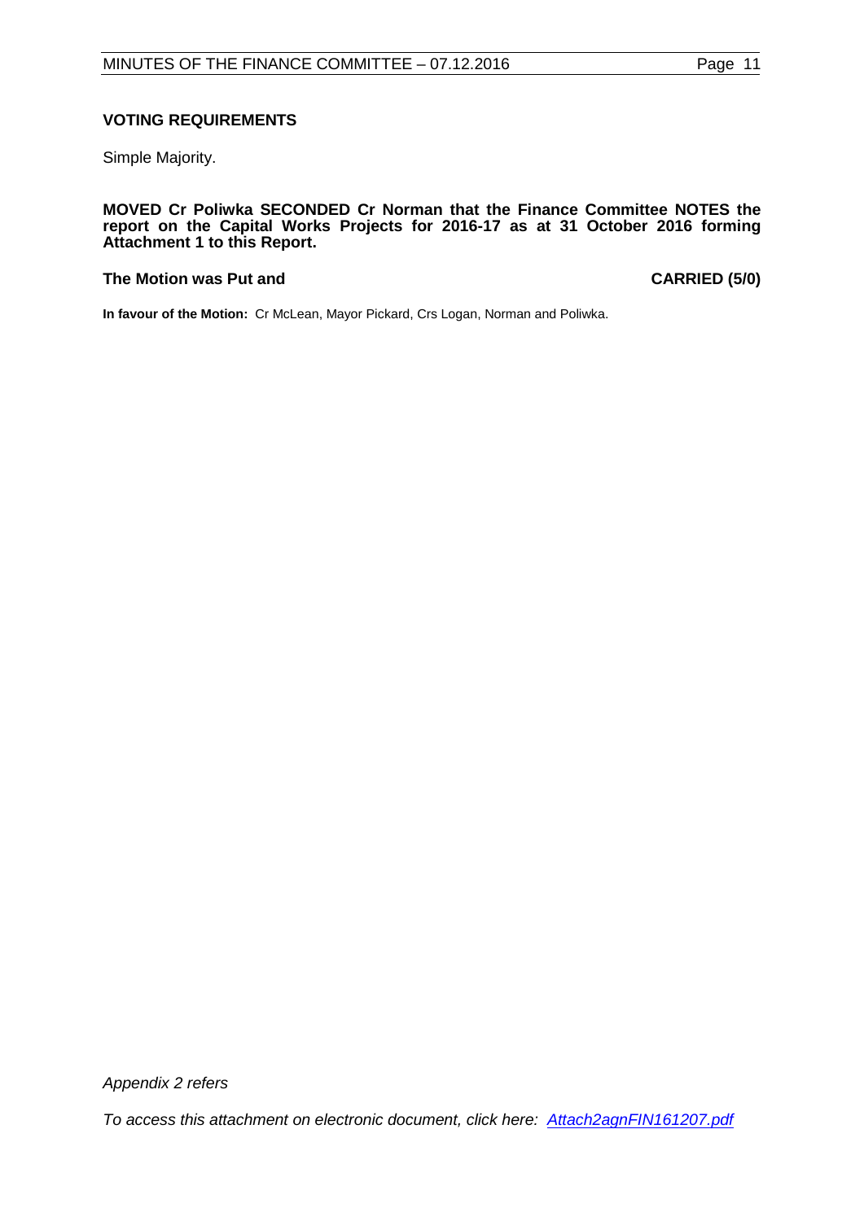**VOTING REQUIREMENTS**

Simple Majority.

**MOVED Cr Poliwka SECONDED Cr Norman that the Finance Committee NOTES the report on the Capital Works Projects for 2016-17 as at 31 October 2016 forming Attachment 1 to this Report.**

**The Motion was Put and CARRIED (5/0)**

**In favour of the Motion:** Cr McLean, Mayor Pickard, Crs Logan, Norman and Poliwka.

*Appendix 2 refers*

*To access this attachment on electronic document, click here: Attach2agnFIN161207.pdf*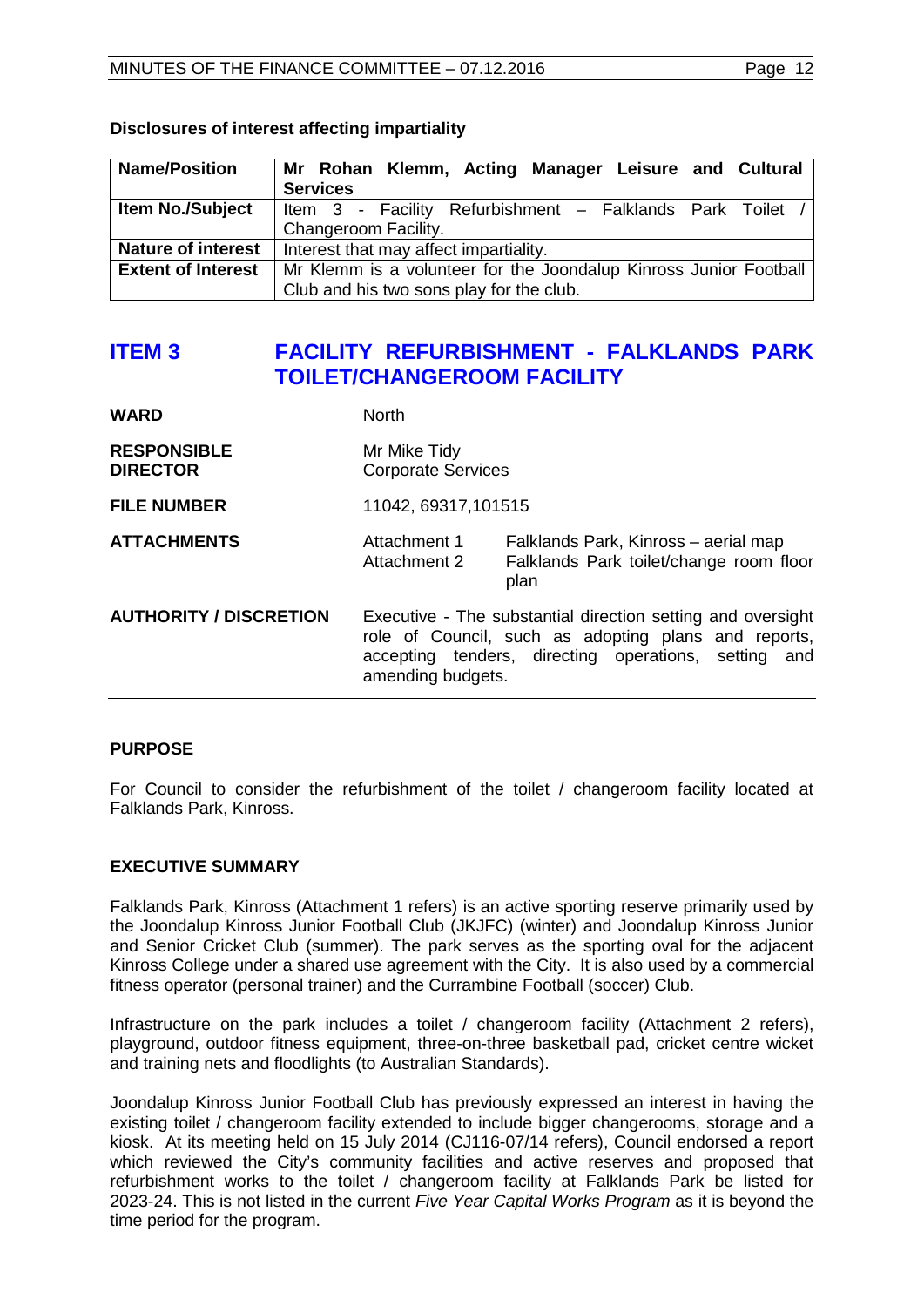**Disclosures of interest affecting impartiality**

| **Name/Position** | **Mr Rohan Klemm, Acting Manager Leisure and Cultural Services** |
|---|---|
| **Item No./Subject** | Item 3 - Facility Refurbishment – Falklands Park Toilet / Changeroom Facility. |
| **Nature of interest** | Interest that may affect impartiality. |
| **Extent of Interest** | Mr Klemm is a volunteer for the Joondalup Kinross Junior Football Club and his two sons play for the club. |

# ITEM 3 FACILITY REFURBISHMENT - FALKLANDS PARK TOILET/CHANGEROOM FACILITY

| | | |
|---|---|---|
| **WARD** | North | |
| **RESPONSIBLE DIRECTOR** | Mr Mike Tidy<br>Corporate Services | |
| **FILE NUMBER** | 11042, 69317,101515 | |
| **ATTACHMENTS** | Attachment 1<br>Attachment 2 | Falklands Park, Kinross – aerial map<br>Falklands Park toilet/change room floor plan |
| **AUTHORITY / DISCRETION** | Executive - The substantial direction setting and oversight role of Council, such as adopting plans and reports, accepting tenders, directing operations, setting and amending budgets. | |

## PURPOSE

For Council to consider the refurbishment of the toilet / changeroom facility located at Falklands Park, Kinross.

## EXECUTIVE SUMMARY

Falklands Park, Kinross (Attachment 1 refers) is an active sporting reserve primarily used by the Joondalup Kinross Junior Football Club (JKJFC) (winter) and Joondalup Kinross Junior and Senior Cricket Club (summer). The park serves as the sporting oval for the adjacent Kinross College under a shared use agreement with the City. It is also used by a commercial fitness operator (personal trainer) and the Currambine Football (soccer) Club.

Infrastructure on the park includes a toilet / changeroom facility (Attachment 2 refers), playground, outdoor fitness equipment, three-on-three basketball pad, cricket centre wicket and training nets and floodlights (to Australian Standards).

Joondalup Kinross Junior Football Club has previously expressed an interest in having the existing toilet / changeroom facility extended to include bigger changerooms, storage and a kiosk. At its meeting held on 15 July 2014 (CJ116-07/14 refers), Council endorsed a report which reviewed the City's community facilities and active reserves and proposed that refurbishment works to the toilet / changeroom facility at Falklands Park be listed for 2023-24. This is not listed in the current *Five Year Capital Works Program* as it is beyond the time period for the program.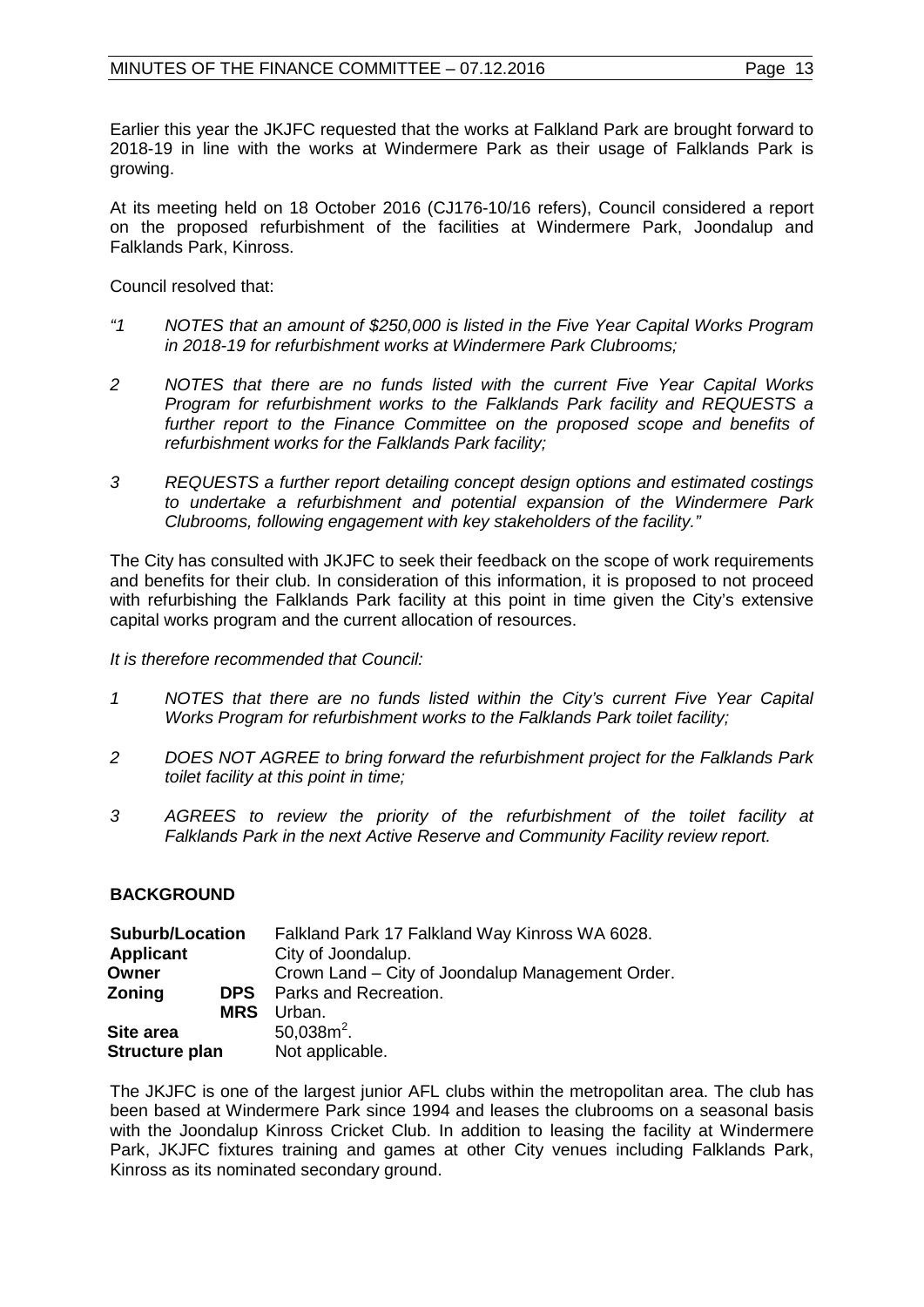Earlier this year the JKJFC requested that the works at Falkland Park are brought forward to 2018-19 in line with the works at Windermere Park as their usage of Falklands Park is growing.

At its meeting held on 18 October 2016 (CJ176-10/16 refers), Council considered a report on the proposed refurbishment of the facilities at Windermere Park, Joondalup and Falklands Park, Kinross.

Council resolved that:

*"1 NOTES that an amount of $250,000 is listed in the Five Year Capital Works Program in 2018-19 for refurbishment works at Windermere Park Clubrooms;*

*2 NOTES that there are no funds listed with the current Five Year Capital Works Program for refurbishment works to the Falklands Park facility and REQUESTS a further report to the Finance Committee on the proposed scope and benefits of refurbishment works for the Falklands Park facility;*

*3 REQUESTS a further report detailing concept design options and estimated costings to undertake a refurbishment and potential expansion of the Windermere Park Clubrooms, following engagement with key stakeholders of the facility."*

The City has consulted with JKJFC to seek their feedback on the scope of work requirements and benefits for their club. In consideration of this information, it is proposed to not proceed with refurbishing the Falklands Park facility at this point in time given the City's extensive capital works program and the current allocation of resources.

*It is therefore recommended that Council:*

*1 NOTES that there are no funds listed within the City's current Five Year Capital Works Program for refurbishment works to the Falklands Park toilet facility;*

*2 DOES NOT AGREE to bring forward the refurbishment project for the Falklands Park toilet facility at this point in time;*

*3 AGREES to review the priority of the refurbishment of the toilet facility at Falklands Park in the next Active Reserve and Community Facility review report.*

## BACKGROUND

| | | |
|---|---|---|
| **Suburb/Location** | | Falkland Park 17 Falkland Way Kinross WA 6028. |
| **Applicant** | | City of Joondalup. |
| **Owner** | | Crown Land – City of Joondalup Management Order. |
| **Zoning** | **DPS** | Parks and Recreation. |
| | **MRS** | Urban. |
| **Site area** | | 50,038m$^2$. |
| **Structure plan** | | Not applicable. |

The JKJFC is one of the largest junior AFL clubs within the metropolitan area. The club has been based at Windermere Park since 1994 and leases the clubrooms on a seasonal basis with the Joondalup Kinross Cricket Club. In addition to leasing the facility at Windermere Park, JKJFC fixtures training and games at other City venues including Falklands Park, Kinross as its nominated secondary ground.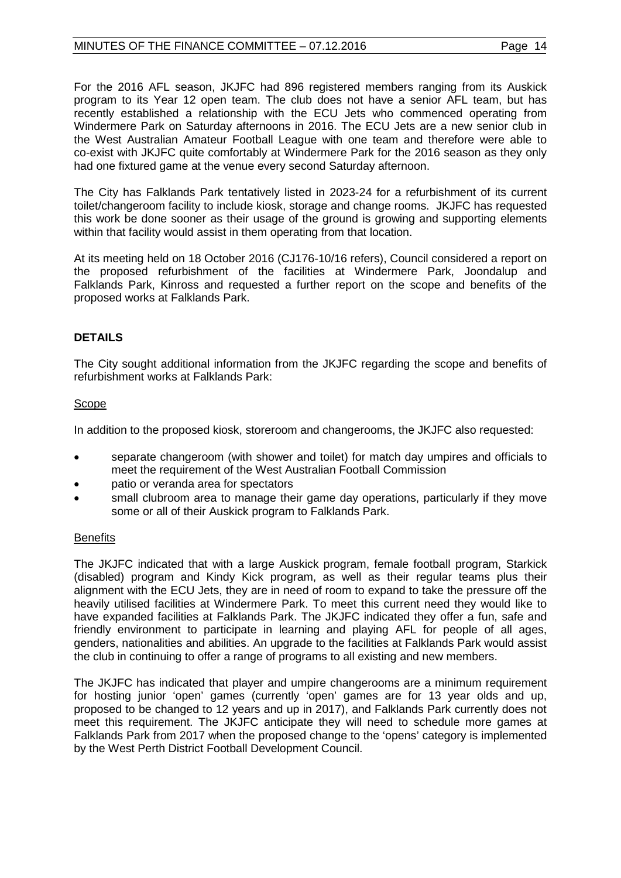For the 2016 AFL season, JKJFC had 896 registered members ranging from its Auskick program to its Year 12 open team. The club does not have a senior AFL team, but has recently established a relationship with the ECU Jets who commenced operating from Windermere Park on Saturday afternoons in 2016. The ECU Jets are a new senior club in the West Australian Amateur Football League with one team and therefore were able to co-exist with JKJFC quite comfortably at Windermere Park for the 2016 season as they only had one fixtured game at the venue every second Saturday afternoon.

The City has Falklands Park tentatively listed in 2023-24 for a refurbishment of its current toilet/changeroom facility to include kiosk, storage and change rooms. JKJFC has requested this work be done sooner as their usage of the ground is growing and supporting elements within that facility would assist in them operating from that location.

At its meeting held on 18 October 2016 (CJ176-10/16 refers), Council considered a report on the proposed refurbishment of the facilities at Windermere Park, Joondalup and Falklands Park, Kinross and requested a further report on the scope and benefits of the proposed works at Falklands Park.

## DETAILS

The City sought additional information from the JKJFC regarding the scope and benefits of refurbishment works at Falklands Park:

Scope

In addition to the proposed kiosk, storeroom and changerooms, the JKJFC also requested:

- separate changeroom (with shower and toilet) for match day umpires and officials to meet the requirement of the West Australian Football Commission
- patio or veranda area for spectators
- small clubroom area to manage their game day operations, particularly if they move some or all of their Auskick program to Falklands Park.

Benefits

The JKJFC indicated that with a large Auskick program, female football program, Starkick (disabled) program and Kindy Kick program, as well as their regular teams plus their alignment with the ECU Jets, they are in need of room to expand to take the pressure off the heavily utilised facilities at Windermere Park. To meet this current need they would like to have expanded facilities at Falklands Park. The JKJFC indicated they offer a fun, safe and friendly environment to participate in learning and playing AFL for people of all ages, genders, nationalities and abilities. An upgrade to the facilities at Falklands Park would assist the club in continuing to offer a range of programs to all existing and new members.

The JKJFC has indicated that player and umpire changerooms are a minimum requirement for hosting junior 'open' games (currently 'open' games are for 13 year olds and up, proposed to be changed to 12 years and up in 2017), and Falklands Park currently does not meet this requirement. The JKJFC anticipate they will need to schedule more games at Falklands Park from 2017 when the proposed change to the 'opens' category is implemented by the West Perth District Football Development Council.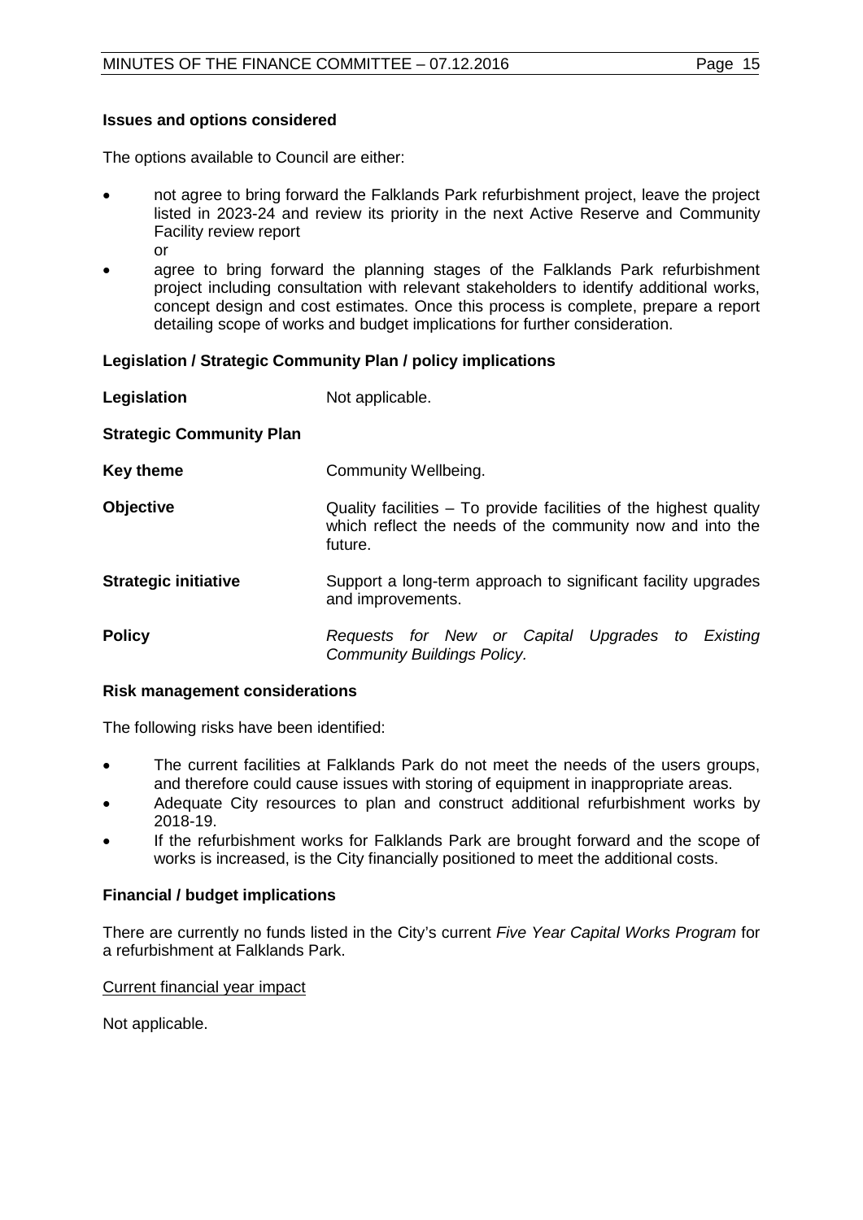**Issues and options considered**

The options available to Council are either:

- not agree to bring forward the Falklands Park refurbishment project, leave the project listed in 2023-24 and review its priority in the next Active Reserve and Community Facility review report
  
  or
- agree to bring forward the planning stages of the Falklands Park refurbishment project including consultation with relevant stakeholders to identify additional works, concept design and cost estimates. Once this process is complete, prepare a report detailing scope of works and budget implications for further consideration.

**Legislation / Strategic Community Plan / policy implications**

| | |
|---|---|
| **Legislation** | Not applicable. |
| **Strategic Community Plan** | |
| **Key theme** | Community Wellbeing. |
| **Objective** | Quality facilities – To provide facilities of the highest quality which reflect the needs of the community now and into the future. |
| **Strategic initiative** | Support a long-term approach to significant facility upgrades and improvements. |
| **Policy** | *Requests for New or Capital Upgrades to Existing Community Buildings Policy.* |

**Risk management considerations**

The following risks have been identified:

- The current facilities at Falklands Park do not meet the needs of the users groups, and therefore could cause issues with storing of equipment in inappropriate areas.
- Adequate City resources to plan and construct additional refurbishment works by 2018-19.
- If the refurbishment works for Falklands Park are brought forward and the scope of works is increased, is the City financially positioned to meet the additional costs.

**Financial / budget implications**

There are currently no funds listed in the City's current *Five Year Capital Works Program* for a refurbishment at Falklands Park.

Current financial year impact

Not applicable.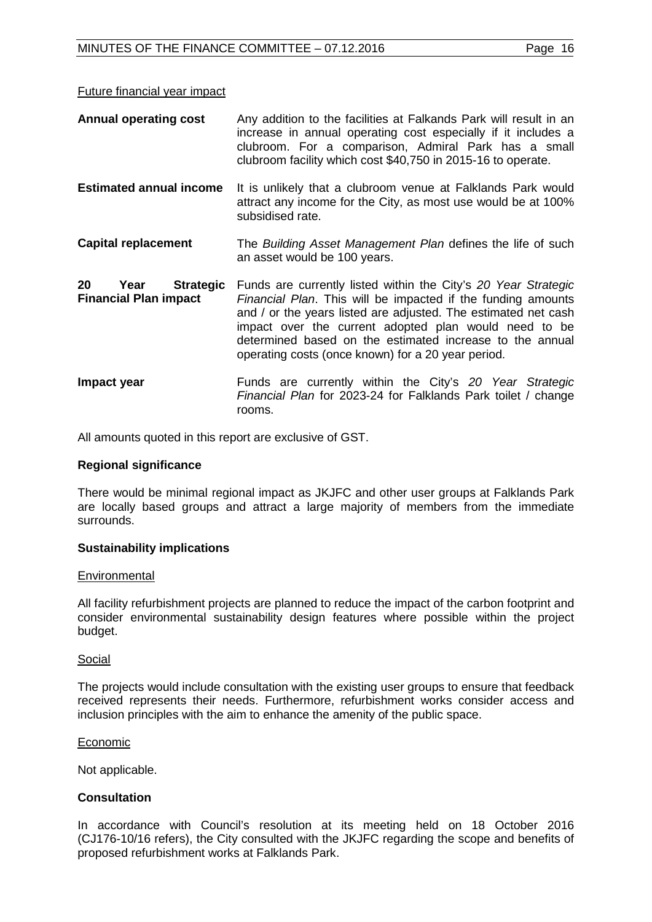Future financial year impact

| | |
|---|---|
| **Annual operating cost** | Any addition to the facilities at Falkands Park will result in an increase in annual operating cost especially if it includes a clubroom. For a comparison, Admiral Park has a small clubroom facility which cost $40,750 in 2015-16 to operate. |
| **Estimated annual income** | It is unlikely that a clubroom venue at Falklands Park would attract any income for the City, as most use would be at 100% subsidised rate. |
| **Capital replacement** | The *Building Asset Management Plan* defines the life of such an asset would be 100 years. |
| **20 Year Strategic Financial Plan impact** | Funds are currently listed within the City's *20 Year Strategic Financial Plan*. This will be impacted if the funding amounts and / or the years listed are adjusted. The estimated net cash impact over the current adopted plan would need to be determined based on the estimated increase to the annual operating costs (once known) for a 20 year period. |
| **Impact year** | Funds are currently within the City's *20 Year Strategic Financial Plan* for 2023-24 for Falklands Park toilet / change rooms. |

All amounts quoted in this report are exclusive of GST.

**Regional significance**

There would be minimal regional impact as JKJFC and other user groups at Falklands Park are locally based groups and attract a large majority of members from the immediate surrounds.

**Sustainability implications**

Environmental

All facility refurbishment projects are planned to reduce the impact of the carbon footprint and consider environmental sustainability design features where possible within the project budget.

Social

The projects would include consultation with the existing user groups to ensure that feedback received represents their needs. Furthermore, refurbishment works consider access and inclusion principles with the aim to enhance the amenity of the public space.

Economic

Not applicable.

**Consultation**

In accordance with Council's resolution at its meeting held on 18 October 2016 (CJ176-10/16 refers), the City consulted with the JKJFC regarding the scope and benefits of proposed refurbishment works at Falklands Park.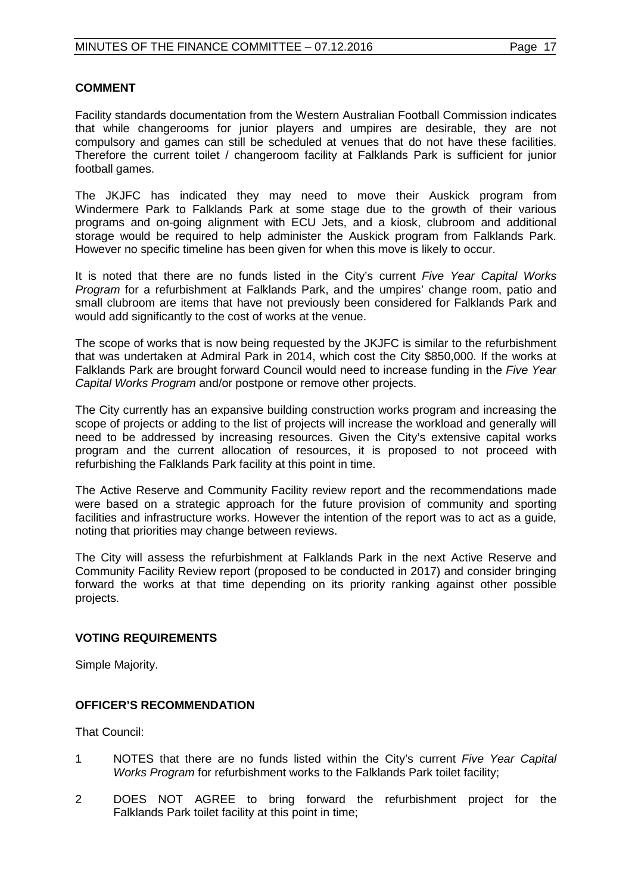### COMMENT

Facility standards documentation from the Western Australian Football Commission indicates that while changerooms for junior players and umpires are desirable, they are not compulsory and games can still be scheduled at venues that do not have these facilities. Therefore the current toilet / changeroom facility at Falklands Park is sufficient for junior football games.

The JKJFC has indicated they may need to move their Auskick program from Windermere Park to Falklands Park at some stage due to the growth of their various programs and on-going alignment with ECU Jets, and a kiosk, clubroom and additional storage would be required to help administer the Auskick program from Falklands Park. However no specific timeline has been given for when this move is likely to occur.

It is noted that there are no funds listed in the City's current *Five Year Capital Works Program* for a refurbishment at Falklands Park, and the umpires' change room, patio and small clubroom are items that have not previously been considered for Falklands Park and would add significantly to the cost of works at the venue.

The scope of works that is now being requested by the JKJFC is similar to the refurbishment that was undertaken at Admiral Park in 2014, which cost the City $850,000. If the works at Falklands Park are brought forward Council would need to increase funding in the *Five Year Capital Works Program* and/or postpone or remove other projects.

The City currently has an expansive building construction works program and increasing the scope of projects or adding to the list of projects will increase the workload and generally will need to be addressed by increasing resources. Given the City's extensive capital works program and the current allocation of resources, it is proposed to not proceed with refurbishing the Falklands Park facility at this point in time.

The Active Reserve and Community Facility review report and the recommendations made were based on a strategic approach for the future provision of community and sporting facilities and infrastructure works. However the intention of the report was to act as a guide, noting that priorities may change between reviews.

The City will assess the refurbishment at Falklands Park in the next Active Reserve and Community Facility Review report (proposed to be conducted in 2017) and consider bringing forward the works at that time depending on its priority ranking against other possible projects.

### VOTING REQUIREMENTS

Simple Majority.

### OFFICER'S RECOMMENDATION

That Council:

1. NOTES that there are no funds listed within the City's current *Five Year Capital Works Program* for refurbishment works to the Falklands Park toilet facility;
2. DOES NOT AGREE to bring forward the refurbishment project for the Falklands Park toilet facility at this point in time;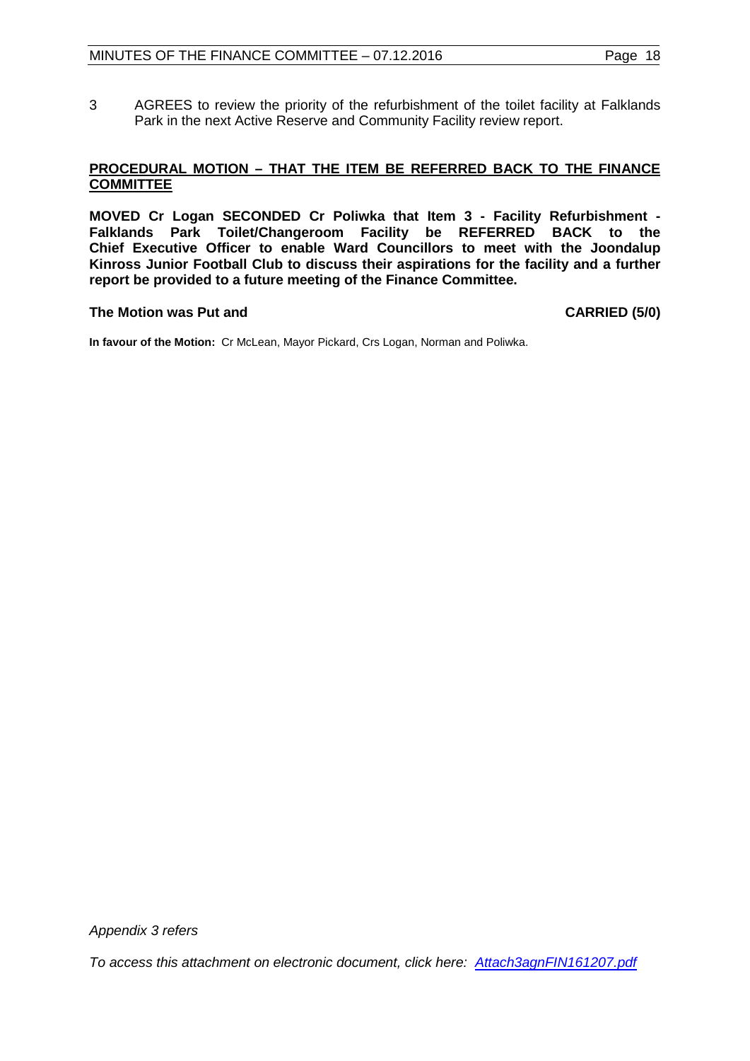3 AGREES to review the priority of the refurbishment of the toilet facility at Falklands Park in the next Active Reserve and Community Facility review report.

**PROCEDURAL MOTION – THAT THE ITEM BE REFERRED BACK TO THE FINANCE COMMITTEE**

**MOVED Cr Logan SECONDED Cr Poliwka that Item 3 - Facility Refurbishment - Falklands Park Toilet/Changeroom Facility be REFERRED BACK to the Chief Executive Officer to enable Ward Councillors to meet with the Joondalup Kinross Junior Football Club to discuss their aspirations for the facility and a further report be provided to a future meeting of the Finance Committee.**

**The Motion was Put and CARRIED (5/0)**

**In favour of the Motion:** Cr McLean, Mayor Pickard, Crs Logan, Norman and Poliwka.

*Appendix 3 refers*

*To access this attachment on electronic document, click here: Attach3agnFIN161207.pdf*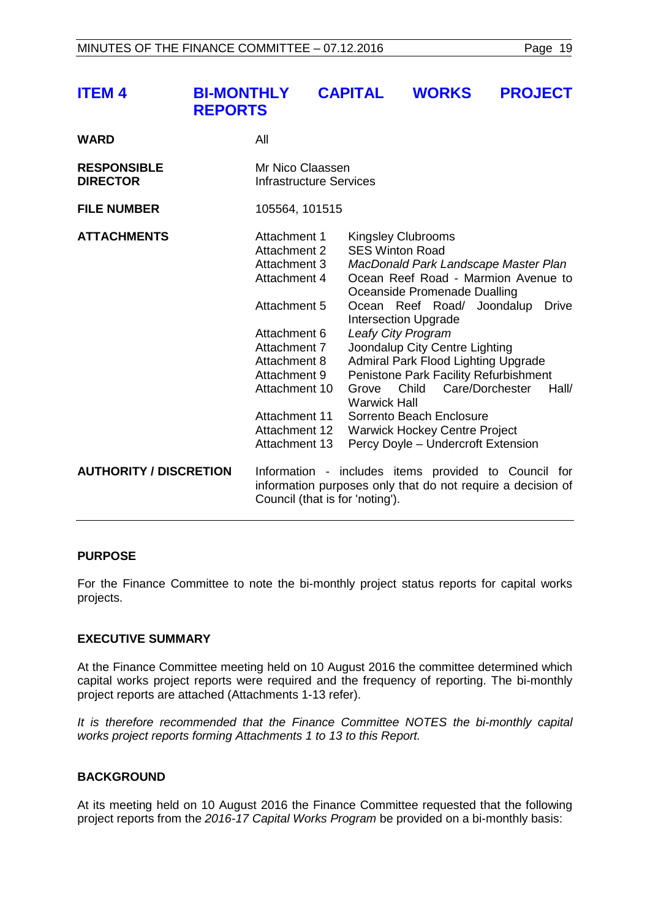# ITEM 4 BI-MONTHLY CAPITAL WORKS PROJECT REPORTS

| | |
|---|---|
| **WARD** | All |
| **RESPONSIBLE DIRECTOR** | Mr Nico Claassen<br>Infrastructure Services |
| **FILE NUMBER** | 105564, 101515 |
| **ATTACHMENTS** | Attachment 1 Kingsley Clubrooms<br>Attachment 2 SES Winton Road<br>Attachment 3 *MacDonald Park Landscape Master Plan*<br>Attachment 4 Ocean Reef Road - Marmion Avenue to Oceanside Promenade Dualling<br>Attachment 5 Ocean Reef Road/ Joondalup Drive Intersection Upgrade<br>Attachment 6 *Leafy City Program*<br>Attachment 7 Joondalup City Centre Lighting<br>Attachment 8 Admiral Park Flood Lighting Upgrade<br>Attachment 9 Penistone Park Facility Refurbishment<br>Attachment 10 Grove Child Care/Dorchester Hall/ Warwick Hall<br>Attachment 11 Sorrento Beach Enclosure<br>Attachment 12 Warwick Hockey Centre Project<br>Attachment 13 Percy Doyle – Undercroft Extension |
| **AUTHORITY / DISCRETION** | Information - includes items provided to Council for information purposes only that do not require a decision of Council (that is for 'noting'). |

## PURPOSE

For the Finance Committee to note the bi-monthly project status reports for capital works projects.

## EXECUTIVE SUMMARY

At the Finance Committee meeting held on 10 August 2016 the committee determined which capital works project reports were required and the frequency of reporting. The bi-monthly project reports are attached (Attachments 1-13 refer).

*It is therefore recommended that the Finance Committee NOTES the bi-monthly capital works project reports forming Attachments 1 to 13 to this Report.*

## BACKGROUND

At its meeting held on 10 August 2016 the Finance Committee requested that the following project reports from the *2016-17 Capital Works Program* be provided on a bi-monthly basis: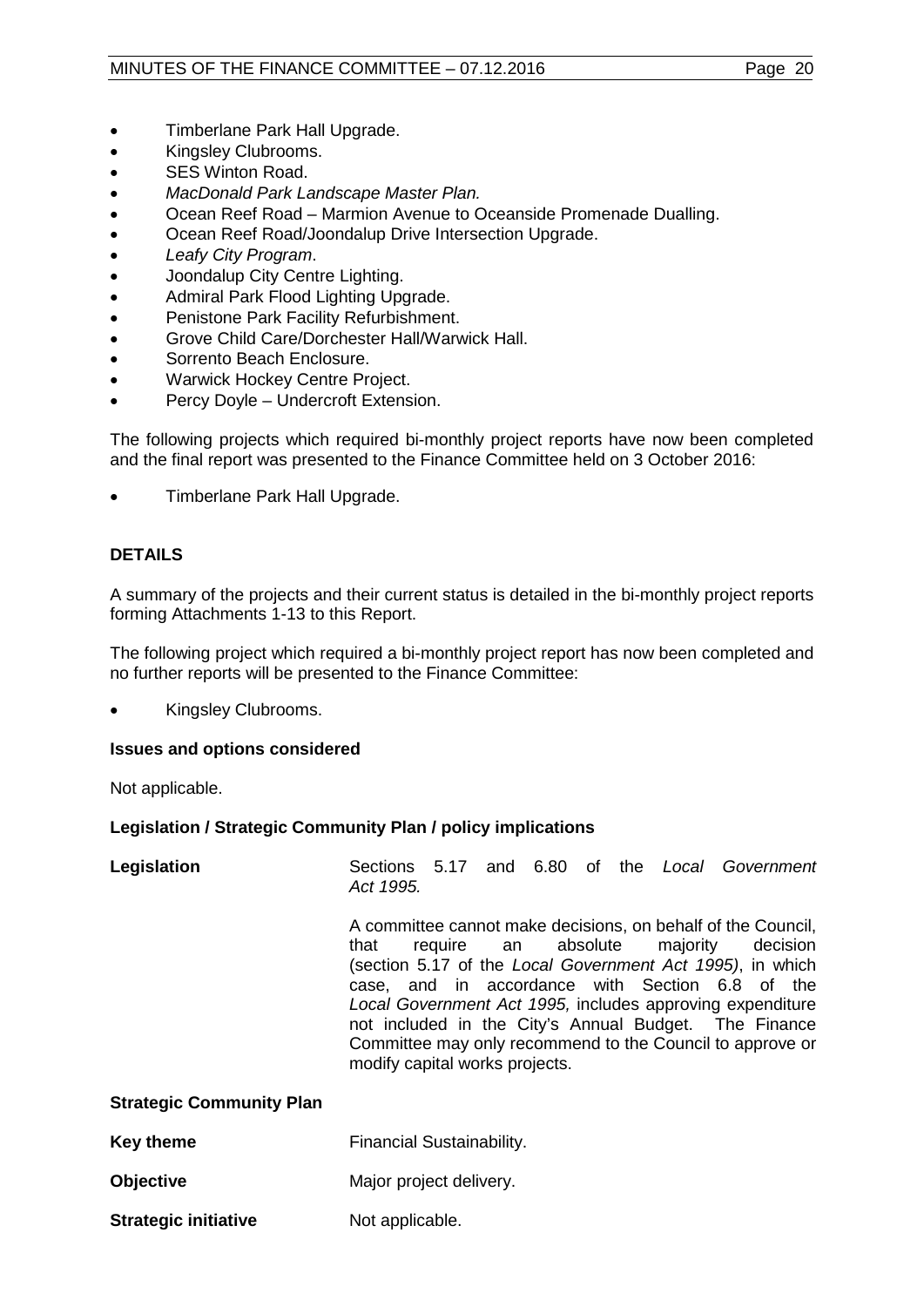- Timberlane Park Hall Upgrade.
- Kingsley Clubrooms.
- SES Winton Road.
- *MacDonald Park Landscape Master Plan.*
- Ocean Reef Road – Marmion Avenue to Oceanside Promenade Dualling.
- Ocean Reef Road/Joondalup Drive Intersection Upgrade.
- *Leafy City Program*.
- Joondalup City Centre Lighting.
- Admiral Park Flood Lighting Upgrade.
- Penistone Park Facility Refurbishment.
- Grove Child Care/Dorchester Hall/Warwick Hall.
- Sorrento Beach Enclosure.
- Warwick Hockey Centre Project.
- Percy Doyle – Undercroft Extension.

The following projects which required bi-monthly project reports have now been completed and the final report was presented to the Finance Committee held on 3 October 2016:

- Timberlane Park Hall Upgrade.

**DETAILS**

A summary of the projects and their current status is detailed in the bi-monthly project reports forming Attachments 1-13 to this Report.

The following project which required a bi-monthly project report has now been completed and no further reports will be presented to the Finance Committee:

- Kingsley Clubrooms.

**Issues and options considered**

Not applicable.

**Legislation / Strategic Community Plan / policy implications**

**Legislation** Sections 5.17 and 6.80 of the *Local Government Act 1995.*

A committee cannot make decisions, on behalf of the Council, that require an absolute majority decision (section 5.17 of the *Local Government Act 1995)*, in which case, and in accordance with Section 6.8 of the *Local Government Act 1995,* includes approving expenditure not included in the City's Annual Budget. The Finance Committee may only recommend to the Council to approve or modify capital works projects.

**Strategic Community Plan**

**Key theme** Financial Sustainability.

**Objective** Major project delivery.

**Strategic initiative** Not applicable.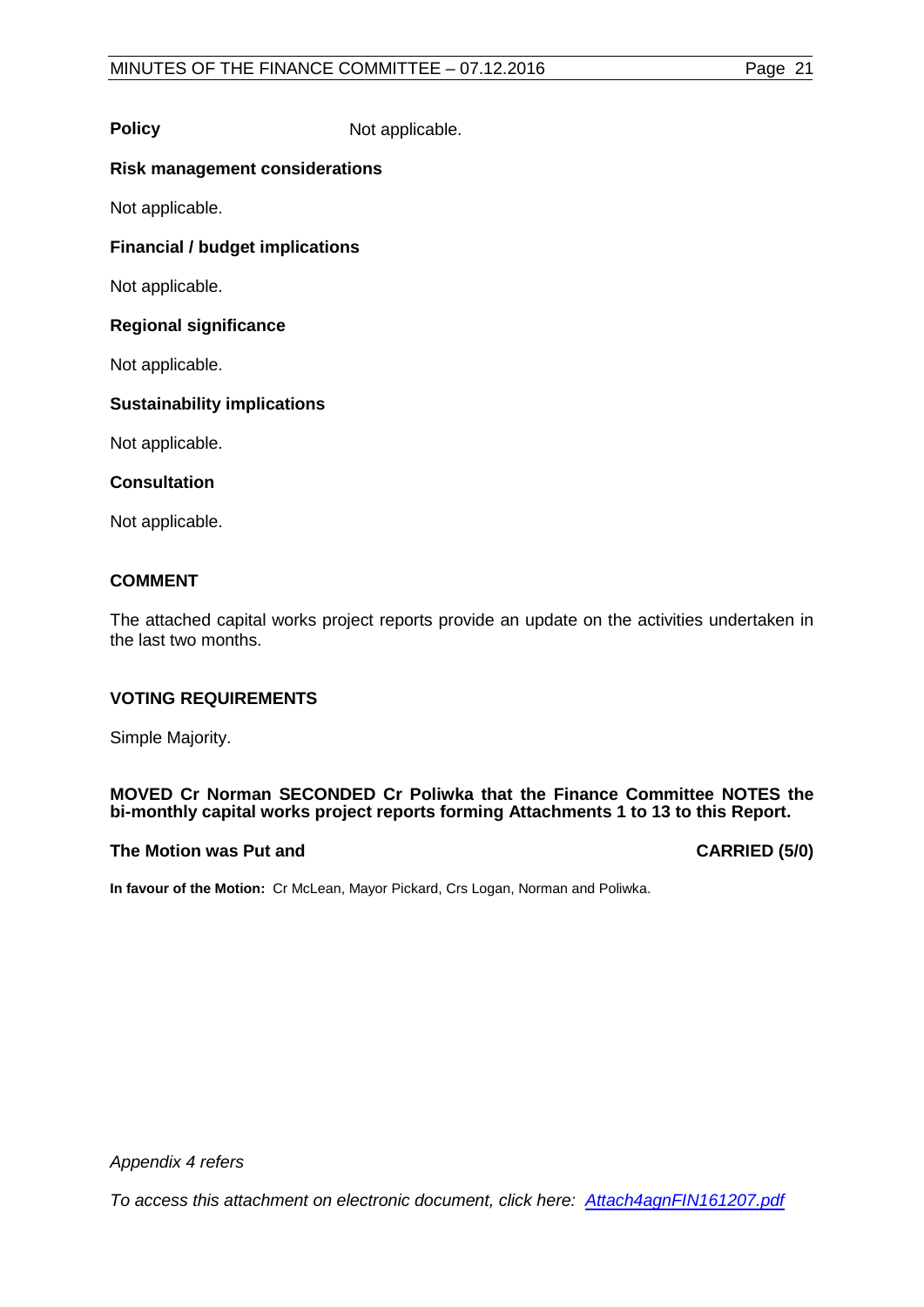**Policy** Not applicable.

**Risk management considerations**

Not applicable.

**Financial / budget implications**

Not applicable.

**Regional significance**

Not applicable.

**Sustainability implications**

Not applicable.

**Consultation**

Not applicable.

## COMMENT

The attached capital works project reports provide an update on the activities undertaken in the last two months.

## VOTING REQUIREMENTS

Simple Majority.

**MOVED Cr Norman SECONDED Cr Poliwka that the Finance Committee NOTES the bi-monthly capital works project reports forming Attachments 1 to 13 to this Report.**

**The Motion was Put and CARRIED (5/0)**

**In favour of the Motion:** Cr McLean, Mayor Pickard, Crs Logan, Norman and Poliwka.

*Appendix 4 refers*

*To access this attachment on electronic document, click here: [Attach4agnFIN161207.pdf](Attach4agnFIN161207.pdf)*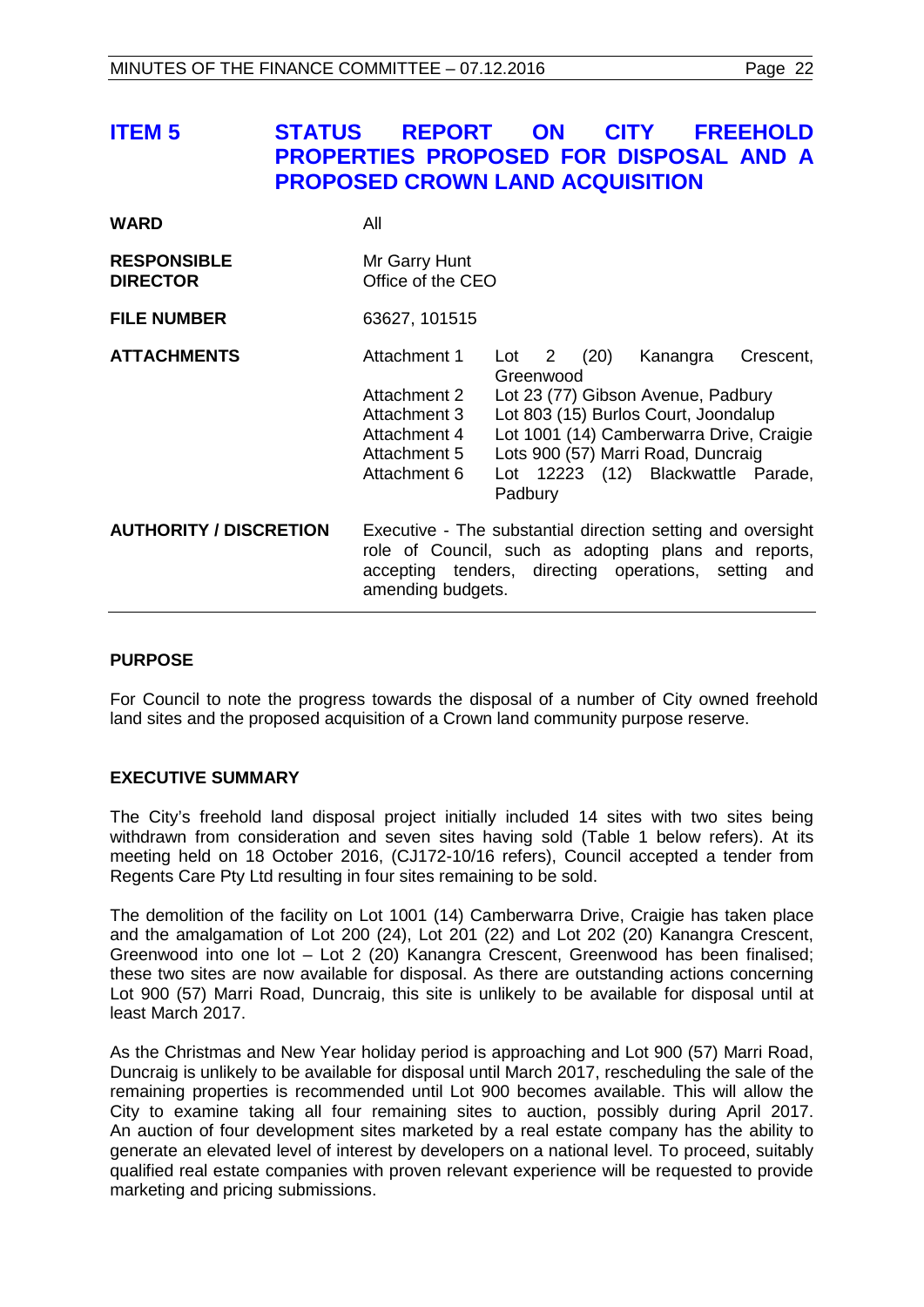## ITEM 5 STATUS REPORT ON CITY FREEHOLD PROPERTIES PROPOSED FOR DISPOSAL AND A PROPOSED CROWN LAND ACQUISITION

| | | |
|---|---|---|
| **WARD** | All | |
| **RESPONSIBLE DIRECTOR** | Mr Garry Hunt<br>Office of the CEO | |
| **FILE NUMBER** | 63627, 101515 | |
| **ATTACHMENTS** | Attachment 1 | Lot 2 (20) Kanangra Crescent, Greenwood |
| | Attachment 2 | Lot 23 (77) Gibson Avenue, Padbury |
| | Attachment 3 | Lot 803 (15) Burlos Court, Joondalup |
| | Attachment 4 | Lot 1001 (14) Camberwarra Drive, Craigie |
| | Attachment 5 | Lots 900 (57) Marri Road, Duncraig |
| | Attachment 6 | Lot 12223 (12) Blackwattle Parade, Padbury |
| **AUTHORITY / DISCRETION** | Executive - The substantial direction setting and oversight role of Council, such as adopting plans and reports, accepting tenders, directing operations, setting and amending budgets. | |

### PURPOSE

For Council to note the progress towards the disposal of a number of City owned freehold land sites and the proposed acquisition of a Crown land community purpose reserve.

### EXECUTIVE SUMMARY

The City's freehold land disposal project initially included 14 sites with two sites being withdrawn from consideration and seven sites having sold (Table 1 below refers). At its meeting held on 18 October 2016, (CJ172-10/16 refers), Council accepted a tender from Regents Care Pty Ltd resulting in four sites remaining to be sold.

The demolition of the facility on Lot 1001 (14) Camberwarra Drive, Craigie has taken place and the amalgamation of Lot 200 (24), Lot 201 (22) and Lot 202 (20) Kanangra Crescent, Greenwood into one lot – Lot 2 (20) Kanangra Crescent, Greenwood has been finalised; these two sites are now available for disposal. As there are outstanding actions concerning Lot 900 (57) Marri Road, Duncraig, this site is unlikely to be available for disposal until at least March 2017.

As the Christmas and New Year holiday period is approaching and Lot 900 (57) Marri Road, Duncraig is unlikely to be available for disposal until March 2017, rescheduling the sale of the remaining properties is recommended until Lot 900 becomes available. This will allow the City to examine taking all four remaining sites to auction, possibly during April 2017. An auction of four development sites marketed by a real estate company has the ability to generate an elevated level of interest by developers on a national level. To proceed, suitably qualified real estate companies with proven relevant experience will be requested to provide marketing and pricing submissions.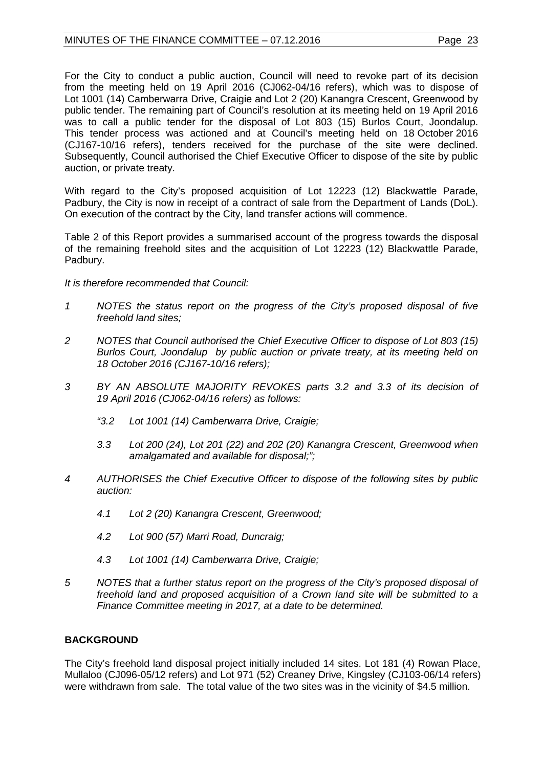For the City to conduct a public auction, Council will need to revoke part of its decision from the meeting held on 19 April 2016 (CJ062-04/16 refers), which was to dispose of Lot 1001 (14) Camberwarra Drive, Craigie and Lot 2 (20) Kanangra Crescent, Greenwood by public tender. The remaining part of Council's resolution at its meeting held on 19 April 2016 was to call a public tender for the disposal of Lot 803 (15) Burlos Court, Joondalup. This tender process was actioned and at Council's meeting held on 18 October 2016 (CJ167-10/16 refers), tenders received for the purchase of the site were declined. Subsequently, Council authorised the Chief Executive Officer to dispose of the site by public auction, or private treaty.

With regard to the City's proposed acquisition of Lot 12223 (12) Blackwattle Parade, Padbury, the City is now in receipt of a contract of sale from the Department of Lands (DoL). On execution of the contract by the City, land transfer actions will commence.

Table 2 of this Report provides a summarised account of the progress towards the disposal of the remaining freehold sites and the acquisition of Lot 12223 (12) Blackwattle Parade, Padbury.

*It is therefore recommended that Council:*

*1 NOTES the status report on the progress of the City's proposed disposal of five freehold land sites;*

*2 NOTES that Council authorised the Chief Executive Officer to dispose of Lot 803 (15) Burlos Court, Joondalup by public auction or private treaty, at its meeting held on 18 October 2016 (CJ167-10/16 refers);*

*3 BY AN ABSOLUTE MAJORITY REVOKES parts 3.2 and 3.3 of its decision of 19 April 2016 (CJ062-04/16 refers) as follows:*

*"3.2 Lot 1001 (14) Camberwarra Drive, Craigie;*

*3.3 Lot 200 (24), Lot 201 (22) and 202 (20) Kanangra Crescent, Greenwood when amalgamated and available for disposal;";*

*4 AUTHORISES the Chief Executive Officer to dispose of the following sites by public auction:*

*4.1 Lot 2 (20) Kanangra Crescent, Greenwood;*

*4.2 Lot 900 (57) Marri Road, Duncraig;*

*4.3 Lot 1001 (14) Camberwarra Drive, Craigie;*

*5 NOTES that a further status report on the progress of the City's proposed disposal of freehold land and proposed acquisition of a Crown land site will be submitted to a Finance Committee meeting in 2017, at a date to be determined.*

## BACKGROUND

The City's freehold land disposal project initially included 14 sites. Lot 181 (4) Rowan Place, Mullaloo (CJ096-05/12 refers) and Lot 971 (52) Creaney Drive, Kingsley (CJ103-06/14 refers) were withdrawn from sale. The total value of the two sites was in the vicinity of $4.5 million.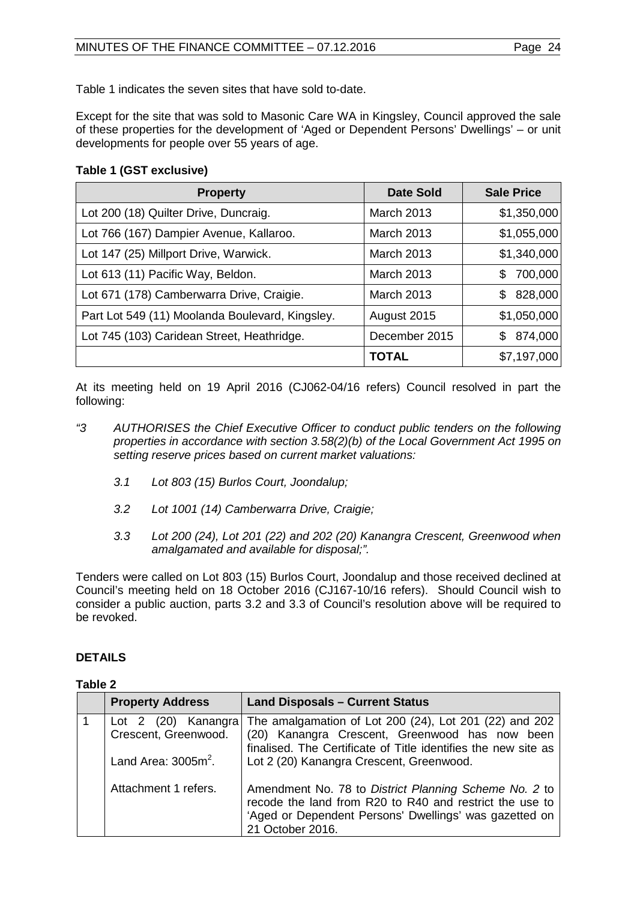Table 1 indicates the seven sites that have sold to-date.

Except for the site that was sold to Masonic Care WA in Kingsley, Council approved the sale of these properties for the development of 'Aged or Dependent Persons' Dwellings' – or unit developments for people over 55 years of age.

**Table 1 (GST exclusive)**

| Property | Date Sold | Sale Price |
|---|---|---|
| Lot 200 (18) Quilter Drive, Duncraig. | March 2013 | $1,350,000 |
| Lot 766 (167) Dampier Avenue, Kallaroo. | March 2013 | $1,055,000 |
| Lot 147 (25) Millport Drive, Warwick. | March 2013 | $1,340,000 |
| Lot 613 (11) Pacific Way, Beldon. | March 2013 | $ 700,000 |
| Lot 671 (178) Camberwarra Drive, Craigie. | March 2013 | $ 828,000 |
| Part Lot 549 (11) Moolanda Boulevard, Kingsley. | August 2015 | $1,050,000 |
| Lot 745 (103) Caridean Street, Heathridge. | December 2015 | $ 874,000 |
| | **TOTAL** | $7,197,000 |

At its meeting held on 19 April 2016 (CJ062-04/16 refers) Council resolved in part the following:

*"3 AUTHORISES the Chief Executive Officer to conduct public tenders on the following properties in accordance with section 3.58(2)(b) of the Local Government Act 1995 on setting reserve prices based on current market valuations:*

*3.1 Lot 803 (15) Burlos Court, Joondalup;*

*3.2 Lot 1001 (14) Camberwarra Drive, Craigie;*

*3.3 Lot 200 (24), Lot 201 (22) and 202 (20) Kanangra Crescent, Greenwood when amalgamated and available for disposal;".*

Tenders were called on Lot 803 (15) Burlos Court, Joondalup and those received declined at Council's meeting held on 18 October 2016 (CJ167-10/16 refers). Should Council wish to consider a public auction, parts 3.2 and 3.3 of Council's resolution above will be required to be revoked.

## DETAILS

**Table 2**

| | Property Address | Land Disposals – Current Status |
|---|---|---|
| 1 | Lot 2 (20) Kanangra Crescent, Greenwood.<br><br>Land Area: 3005m².<br><br>Attachment 1 refers. | The amalgamation of Lot 200 (24), Lot 201 (22) and 202 (20) Kanangra Crescent, Greenwood has now been finalised. The Certificate of Title identifies the new site as Lot 2 (20) Kanangra Crescent, Greenwood.<br><br>Amendment No. 78 to *District Planning Scheme No. 2* to recode the land from R20 to R40 and restrict the use to 'Aged or Dependent Persons' Dwellings' was gazetted on 21 October 2016. |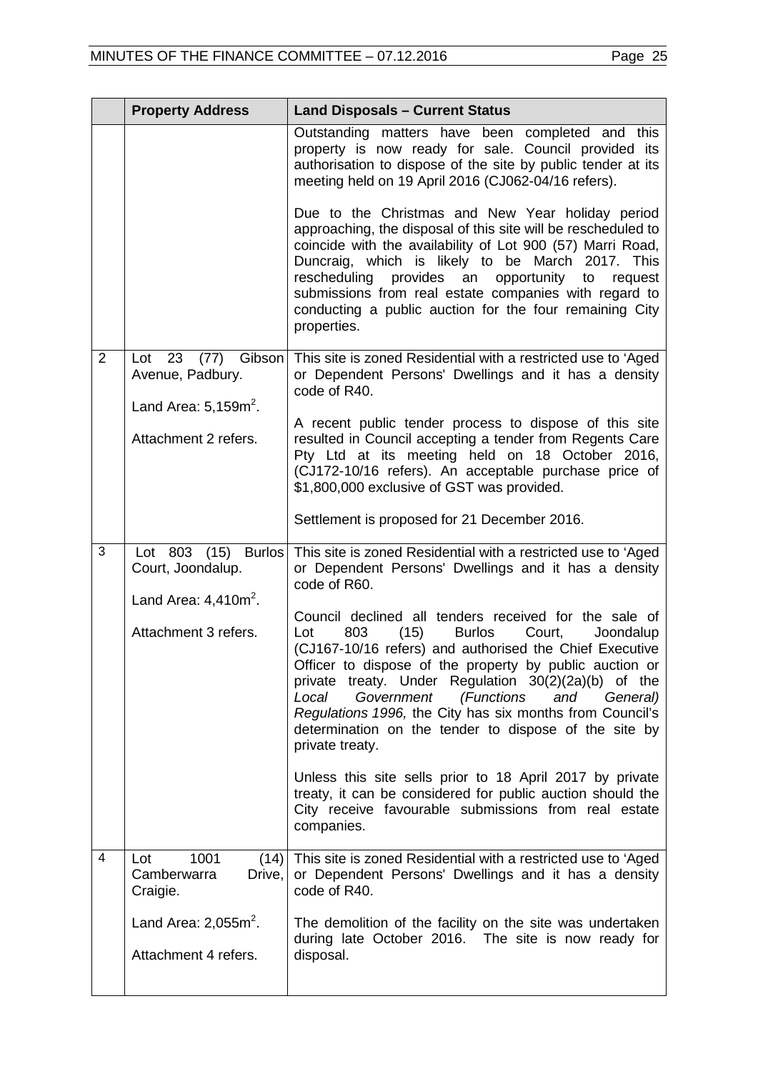| | Property Address | Land Disposals – Current Status |
|---|---|---|
| | | Outstanding matters have been completed and this property is now ready for sale. Council provided its authorisation to dispose of the site by public tender at its meeting held on 19 April 2016 (CJ062-04/16 refers).<br><br>Due to the Christmas and New Year holiday period approaching, the disposal of this site will be rescheduled to coincide with the availability of Lot 900 (57) Marri Road, Duncraig, which is likely to be March 2017. This rescheduling provides an opportunity to request submissions from real estate companies with regard to conducting a public auction for the four remaining City properties. |
| 2 | Lot 23 (77) Gibson Avenue, Padbury.<br><br>Land Area: 5,159m$^2$.<br><br>Attachment 2 refers. | This site is zoned Residential with a restricted use to 'Aged or Dependent Persons' Dwellings and it has a density code of R40.<br><br>A recent public tender process to dispose of this site resulted in Council accepting a tender from Regents Care Pty Ltd at its meeting held on 18 October 2016, (CJ172-10/16 refers). An acceptable purchase price of $1,800,000 exclusive of GST was provided.<br><br>Settlement is proposed for 21 December 2016. |
| 3 | Lot 803 (15) Burlos Court, Joondalup.<br><br>Land Area: 4,410m$^2$.<br><br>Attachment 3 refers. | This site is zoned Residential with a restricted use to 'Aged or Dependent Persons' Dwellings and it has a density code of R60.<br><br>Council declined all tenders received for the sale of Lot 803 (15) Burlos Court, Joondalup (CJ167-10/16 refers) and authorised the Chief Executive Officer to dispose of the property by public auction or private treaty. Under Regulation 30(2)(2a)(b) of the *Local Government (Functions and General) Regulations 1996,* the City has six months from Council's determination on the tender to dispose of the site by private treaty.<br><br>Unless this site sells prior to 18 April 2017 by private treaty, it can be considered for public auction should the City receive favourable submissions from real estate companies. |
| 4 | Lot 1001 (14) Camberwarra Drive, Craigie.<br><br>Land Area: 2,055m$^2$.<br><br>Attachment 4 refers. | This site is zoned Residential with a restricted use to 'Aged or Dependent Persons' Dwellings and it has a density code of R40.<br><br>The demolition of the facility on the site was undertaken during late October 2016. The site is now ready for disposal. |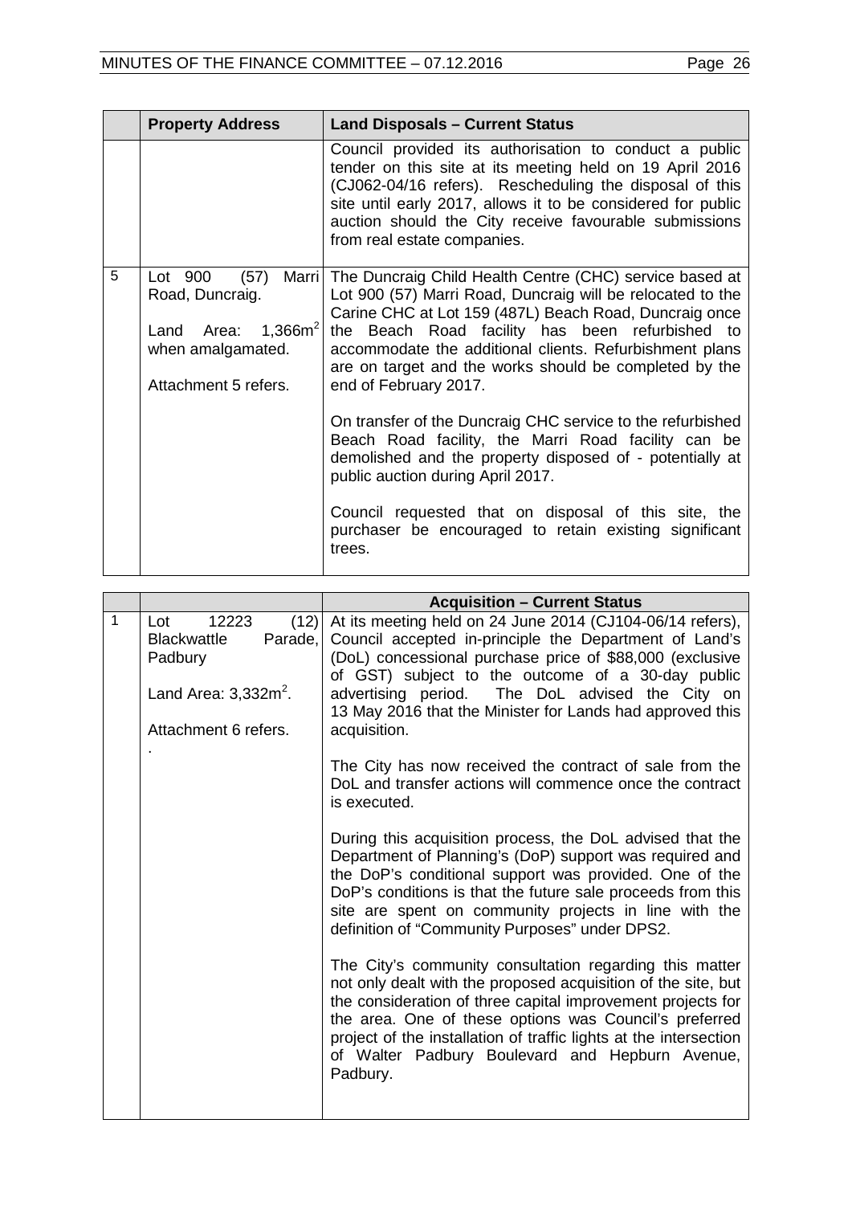| | Property Address | Land Disposals – Current Status |
|---|---|---|
| | | Council provided its authorisation to conduct a public tender on this site at its meeting held on 19 April 2016 (CJ062-04/16 refers). Rescheduling the disposal of this site until early 2017, allows it to be considered for public auction should the City receive favourable submissions from real estate companies. |
| 5 | Lot 900 (57) Marri Road, Duncraig.<br><br>Land Area: 1,366m$^2$ when amalgamated.<br><br>Attachment 5 refers. | The Duncraig Child Health Centre (CHC) service based at Lot 900 (57) Marri Road, Duncraig will be relocated to the Carine CHC at Lot 159 (487L) Beach Road, Duncraig once the Beach Road facility has been refurbished to accommodate the additional clients. Refurbishment plans are on target and the works should be completed by the end of February 2017.<br><br>On transfer of the Duncraig CHC service to the refurbished Beach Road facility, the Marri Road facility can be demolished and the property disposed of - potentially at public auction during April 2017.<br><br>Council requested that on disposal of this site, the purchaser be encouraged to retain existing significant trees. |

| | | Acquisition – Current Status |
|---|---|---|
| 1 | Lot 12223 (12) Blackwattle Parade, Padbury<br><br>Land Area: 3,332m$^2$.<br><br>Attachment 6 refers.<br><br>. | At its meeting held on 24 June 2014 (CJ104-06/14 refers), Council accepted in-principle the Department of Land's (DoL) concessional purchase price of $88,000 (exclusive of GST) subject to the outcome of a 30-day public advertising period. The DoL advised the City on 13 May 2016 that the Minister for Lands had approved this acquisition.<br><br>The City has now received the contract of sale from the DoL and transfer actions will commence once the contract is executed.<br><br>During this acquisition process, the DoL advised that the Department of Planning's (DoP) support was required and the DoP's conditional support was provided. One of the DoP's conditions is that the future sale proceeds from this site are spent on community projects in line with the definition of "Community Purposes" under DPS2.<br><br>The City's community consultation regarding this matter not only dealt with the proposed acquisition of the site, but the consideration of three capital improvement projects for the area. One of these options was Council's preferred project of the installation of traffic lights at the intersection of Walter Padbury Boulevard and Hepburn Avenue, Padbury. |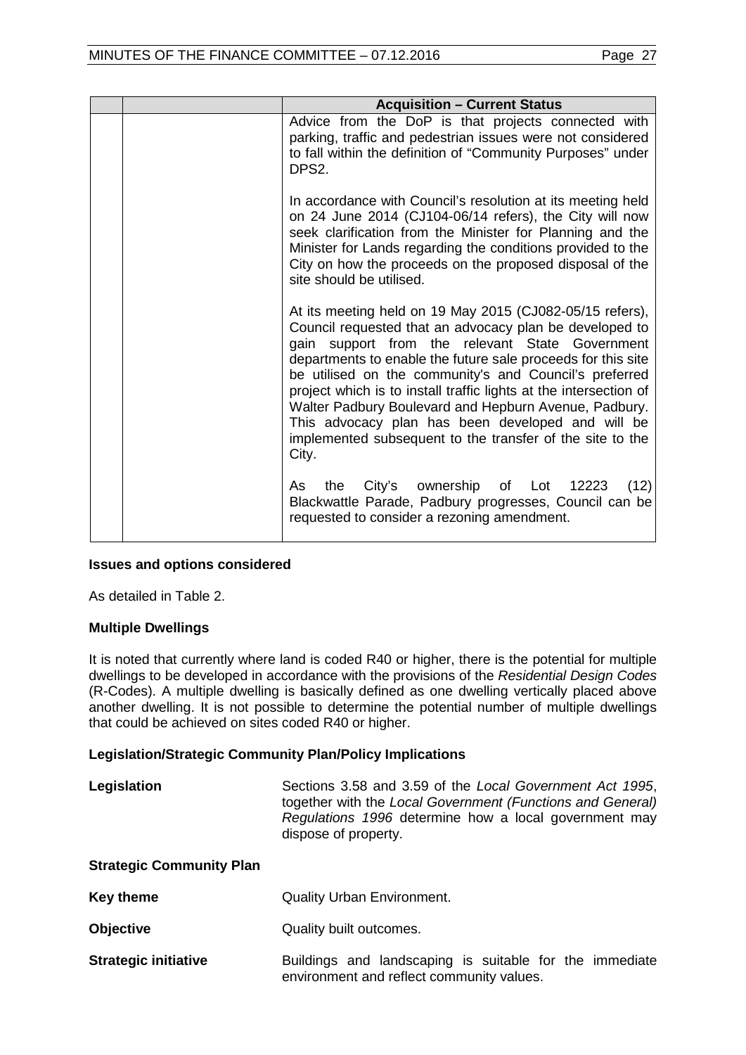| | | Acquisition – Current Status |
|---|---|---|
| | | Advice from the DoP is that projects connected with parking, traffic and pedestrian issues were not considered to fall within the definition of "Community Purposes" under DPS2.<br><br>In accordance with Council's resolution at its meeting held on 24 June 2014 (CJ104-06/14 refers), the City will now seek clarification from the Minister for Planning and the Minister for Lands regarding the conditions provided to the City on how the proceeds on the proposed disposal of the site should be utilised.<br><br>At its meeting held on 19 May 2015 (CJ082-05/15 refers), Council requested that an advocacy plan be developed to gain support from the relevant State Government departments to enable the future sale proceeds for this site be utilised on the community's and Council's preferred project which is to install traffic lights at the intersection of Walter Padbury Boulevard and Hepburn Avenue, Padbury. This advocacy plan has been developed and will be implemented subsequent to the transfer of the site to the City.<br><br>As the City's ownership of Lot 12223 (12) Blackwattle Parade, Padbury progresses, Council can be requested to consider a rezoning amendment. |

**Issues and options considered**

As detailed in Table 2.

**Multiple Dwellings**

It is noted that currently where land is coded R40 or higher, there is the potential for multiple dwellings to be developed in accordance with the provisions of the *Residential Design Codes* (R-Codes). A multiple dwelling is basically defined as one dwelling vertically placed above another dwelling. It is not possible to determine the potential number of multiple dwellings that could be achieved on sites coded R40 or higher.

**Legislation/Strategic Community Plan/Policy Implications**

**Legislation** — Sections 3.58 and 3.59 of the *Local Government Act 1995*, together with the *Local Government (Functions and General) Regulations 1996* determine how a local government may dispose of property.

**Strategic Community Plan**

**Key theme** — Quality Urban Environment.

**Objective** — Quality built outcomes.

**Strategic initiative** — Buildings and landscaping is suitable for the immediate environment and reflect community values.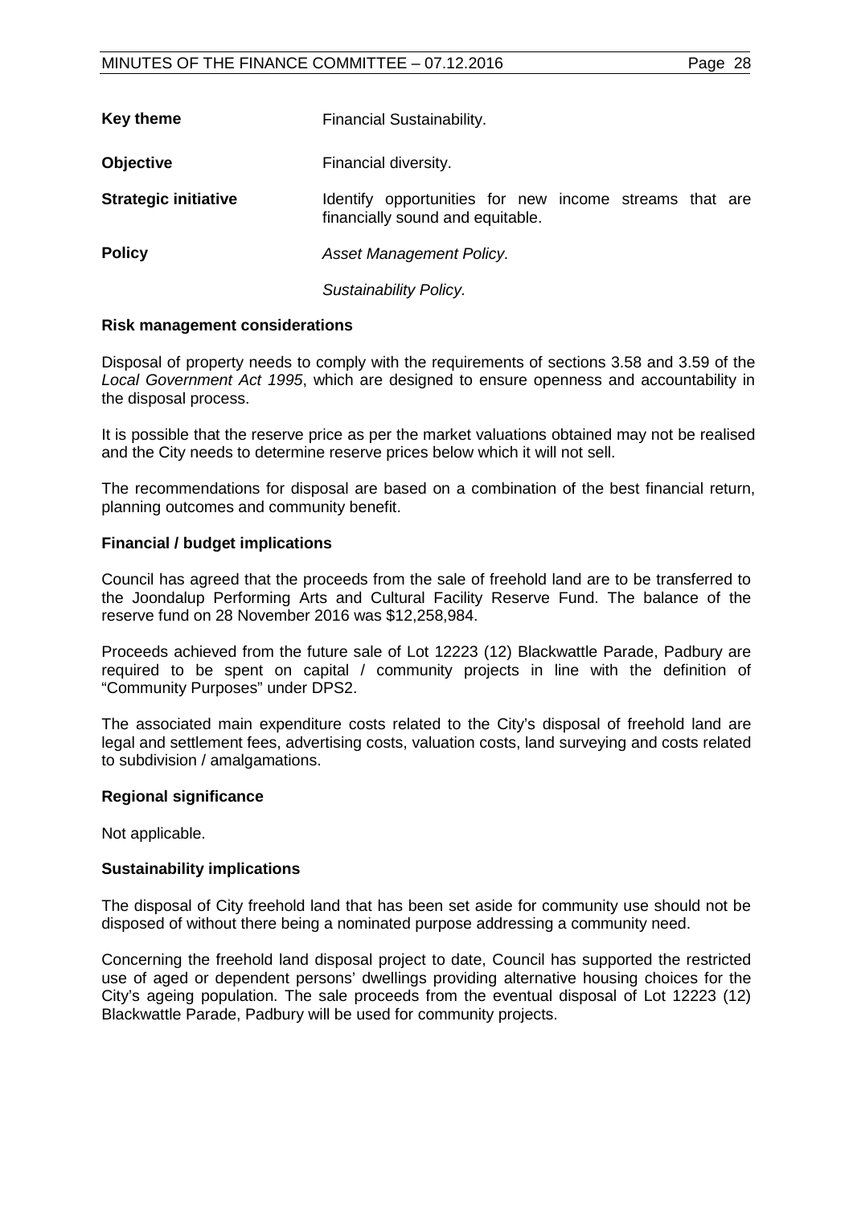| | |
|---|---|
| **Key theme** | Financial Sustainability. |
| **Objective** | Financial diversity. |
| **Strategic initiative** | Identify opportunities for new income streams that are financially sound and equitable. |
| **Policy** | *Asset Management Policy.* |
| | *Sustainability Policy.* |

### Risk management considerations

Disposal of property needs to comply with the requirements of sections 3.58 and 3.59 of the *Local Government Act 1995*, which are designed to ensure openness and accountability in the disposal process.

It is possible that the reserve price as per the market valuations obtained may not be realised and the City needs to determine reserve prices below which it will not sell.

The recommendations for disposal are based on a combination of the best financial return, planning outcomes and community benefit.

### Financial / budget implications

Council has agreed that the proceeds from the sale of freehold land are to be transferred to the Joondalup Performing Arts and Cultural Facility Reserve Fund. The balance of the reserve fund on 28 November 2016 was $12,258,984.

Proceeds achieved from the future sale of Lot 12223 (12) Blackwattle Parade, Padbury are required to be spent on capital / community projects in line with the definition of "Community Purposes" under DPS2.

The associated main expenditure costs related to the City's disposal of freehold land are legal and settlement fees, advertising costs, valuation costs, land surveying and costs related to subdivision / amalgamations.

### Regional significance

Not applicable.

### Sustainability implications

The disposal of City freehold land that has been set aside for community use should not be disposed of without there being a nominated purpose addressing a community need.

Concerning the freehold land disposal project to date, Council has supported the restricted use of aged or dependent persons' dwellings providing alternative housing choices for the City's ageing population. The sale proceeds from the eventual disposal of Lot 12223 (12) Blackwattle Parade, Padbury will be used for community projects.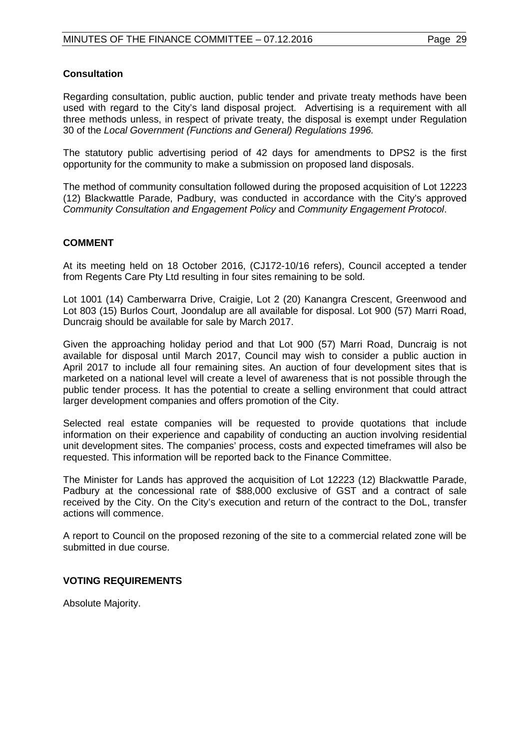**Consultation**

Regarding consultation, public auction, public tender and private treaty methods have been used with regard to the City's land disposal project. Advertising is a requirement with all three methods unless, in respect of private treaty, the disposal is exempt under Regulation 30 of the *Local Government (Functions and General) Regulations 1996.*

The statutory public advertising period of 42 days for amendments to DPS2 is the first opportunity for the community to make a submission on proposed land disposals.

The method of community consultation followed during the proposed acquisition of Lot 12223 (12) Blackwattle Parade, Padbury, was conducted in accordance with the City's approved *Community Consultation and Engagement Policy* and *Community Engagement Protocol*.

**COMMENT**

At its meeting held on 18 October 2016, (CJ172-10/16 refers), Council accepted a tender from Regents Care Pty Ltd resulting in four sites remaining to be sold.

Lot 1001 (14) Camberwarra Drive, Craigie, Lot 2 (20) Kanangra Crescent, Greenwood and Lot 803 (15) Burlos Court, Joondalup are all available for disposal. Lot 900 (57) Marri Road, Duncraig should be available for sale by March 2017.

Given the approaching holiday period and that Lot 900 (57) Marri Road, Duncraig is not available for disposal until March 2017, Council may wish to consider a public auction in April 2017 to include all four remaining sites. An auction of four development sites that is marketed on a national level will create a level of awareness that is not possible through the public tender process. It has the potential to create a selling environment that could attract larger development companies and offers promotion of the City.

Selected real estate companies will be requested to provide quotations that include information on their experience and capability of conducting an auction involving residential unit development sites. The companies' process, costs and expected timeframes will also be requested. This information will be reported back to the Finance Committee.

The Minister for Lands has approved the acquisition of Lot 12223 (12) Blackwattle Parade, Padbury at the concessional rate of $88,000 exclusive of GST and a contract of sale received by the City. On the City's execution and return of the contract to the DoL, transfer actions will commence.

A report to Council on the proposed rezoning of the site to a commercial related zone will be submitted in due course.

**VOTING REQUIREMENTS**

Absolute Majority.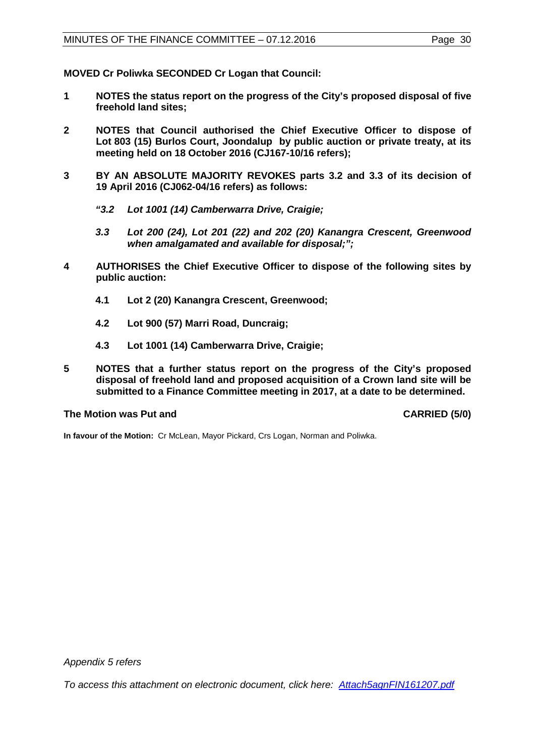**MOVED Cr Poliwka SECONDED Cr Logan that Council:**

**1 NOTES the status report on the progress of the City's proposed disposal of five freehold land sites;**

**2 NOTES that Council authorised the Chief Executive Officer to dispose of Lot 803 (15) Burlos Court, Joondalup by public auction or private treaty, at its meeting held on 18 October 2016 (CJ167-10/16 refers);**

**3 BY AN ABSOLUTE MAJORITY REVOKES parts 3.2 and 3.3 of its decision of 19 April 2016 (CJ062-04/16 refers) as follows:**

***"3.2 Lot 1001 (14) Camberwarra Drive, Craigie;***

***3.3 Lot 200 (24), Lot 201 (22) and 202 (20) Kanangra Crescent, Greenwood when amalgamated and available for disposal;";***

**4 AUTHORISES the Chief Executive Officer to dispose of the following sites by public auction:**

**4.1 Lot 2 (20) Kanangra Crescent, Greenwood;**

**4.2 Lot 900 (57) Marri Road, Duncraig;**

**4.3 Lot 1001 (14) Camberwarra Drive, Craigie;**

**5 NOTES that a further status report on the progress of the City's proposed disposal of freehold land and proposed acquisition of a Crown land site will be submitted to a Finance Committee meeting in 2017, at a date to be determined.**

**The Motion was Put and CARRIED (5/0)**

**In favour of the Motion:** Cr McLean, Mayor Pickard, Crs Logan, Norman and Poliwka.

*Appendix 5 refers*

*To access this attachment on electronic document, click here: Attach5agnFIN161207.pdf*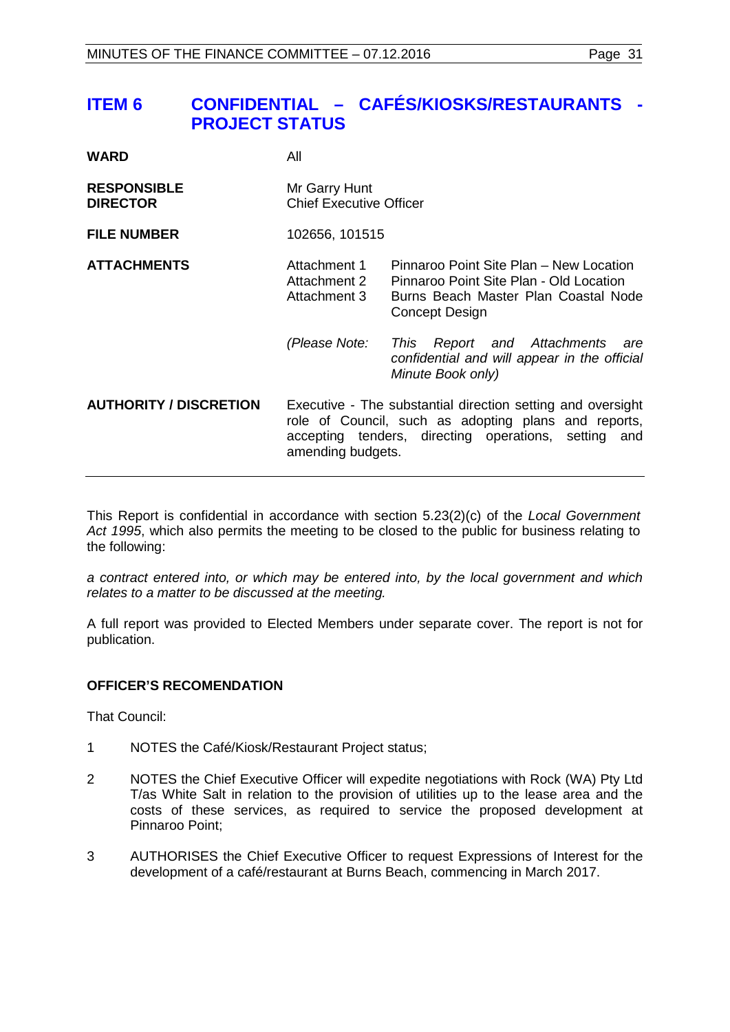## ITEM 6 CONFIDENTIAL – CAFÉS/KIOSKS/RESTAURANTS - PROJECT STATUS

| | | |
|---|---|---|
| **WARD** | All | |
| **RESPONSIBLE DIRECTOR** | Mr Garry Hunt<br>Chief Executive Officer | |
| **FILE NUMBER** | 102656, 101515 | |
| **ATTACHMENTS** | Attachment 1<br>Attachment 2<br>Attachment 3 | Pinnaroo Point Site Plan – New Location<br>Pinnaroo Point Site Plan - Old Location<br>Burns Beach Master Plan Coastal Node Concept Design |
| | *(Please Note:* | *This Report and Attachments are confidential and will appear in the official Minute Book only)* |
| **AUTHORITY / DISCRETION** | Executive - The substantial direction setting and oversight role of Council, such as adopting plans and reports, accepting tenders, directing operations, setting and amending budgets. | |

This Report is confidential in accordance with section 5.23(2)(c) of the *Local Government Act 1995*, which also permits the meeting to be closed to the public for business relating to the following:

*a contract entered into, or which may be entered into, by the local government and which relates to a matter to be discussed at the meeting.*

A full report was provided to Elected Members under separate cover. The report is not for publication.

### OFFICER'S RECOMENDATION

That Council:

1 NOTES the Café/Kiosk/Restaurant Project status;

2 NOTES the Chief Executive Officer will expedite negotiations with Rock (WA) Pty Ltd T/as White Salt in relation to the provision of utilities up to the lease area and the costs of these services, as required to service the proposed development at Pinnaroo Point;

3 AUTHORISES the Chief Executive Officer to request Expressions of Interest for the development of a café/restaurant at Burns Beach, commencing in March 2017.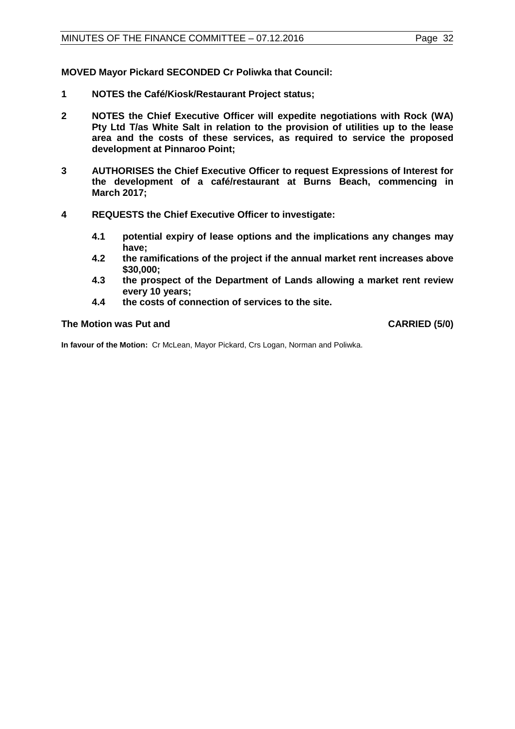**MOVED Mayor Pickard SECONDED Cr Poliwka that Council:**

**1 NOTES the Café/Kiosk/Restaurant Project status;**

**2 NOTES the Chief Executive Officer will expedite negotiations with Rock (WA) Pty Ltd T/as White Salt in relation to the provision of utilities up to the lease area and the costs of these services, as required to service the proposed development at Pinnaroo Point;**

**3 AUTHORISES the Chief Executive Officer to request Expressions of Interest for the development of a café/restaurant at Burns Beach, commencing in March 2017;**

**4 REQUESTS the Chief Executive Officer to investigate:**

- **4.1 potential expiry of lease options and the implications any changes may have;**
- **4.2 the ramifications of the project if the annual market rent increases above $30,000;**
- **4.3 the prospect of the Department of Lands allowing a market rent review every 10 years;**
- **4.4 the costs of connection of services to the site.**

**The Motion was Put and CARRIED (5/0)**

**In favour of the Motion:** Cr McLean, Mayor Pickard, Crs Logan, Norman and Poliwka.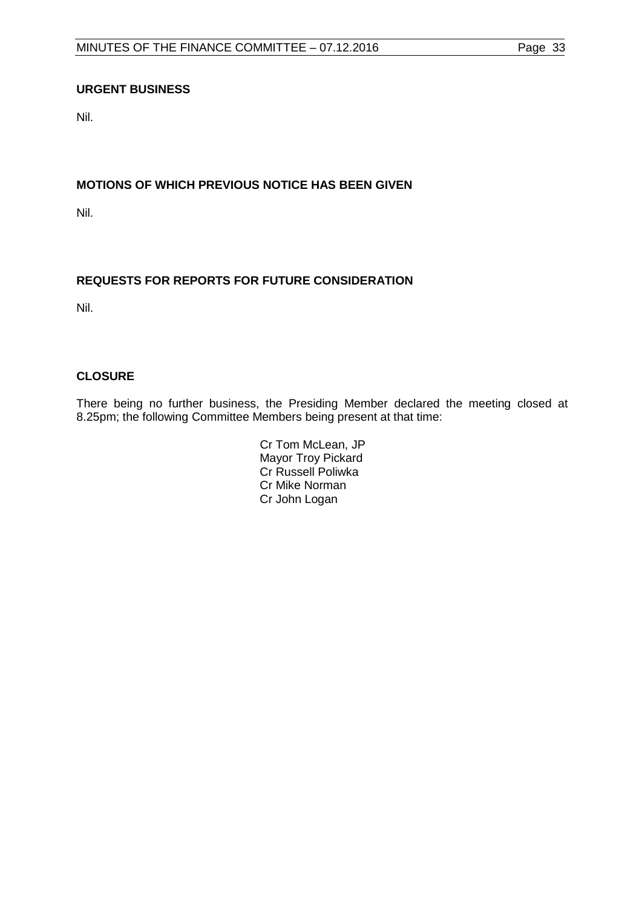**URGENT BUSINESS**

Nil.

**MOTIONS OF WHICH PREVIOUS NOTICE HAS BEEN GIVEN**

Nil.

**REQUESTS FOR REPORTS FOR FUTURE CONSIDERATION**

Nil.

**CLOSURE**

There being no further business, the Presiding Member declared the meeting closed at 8.25pm; the following Committee Members being present at that time:

Cr Tom McLean, JP
Mayor Troy Pickard
Cr Russell Poliwka
Cr Mike Norman
Cr John Logan